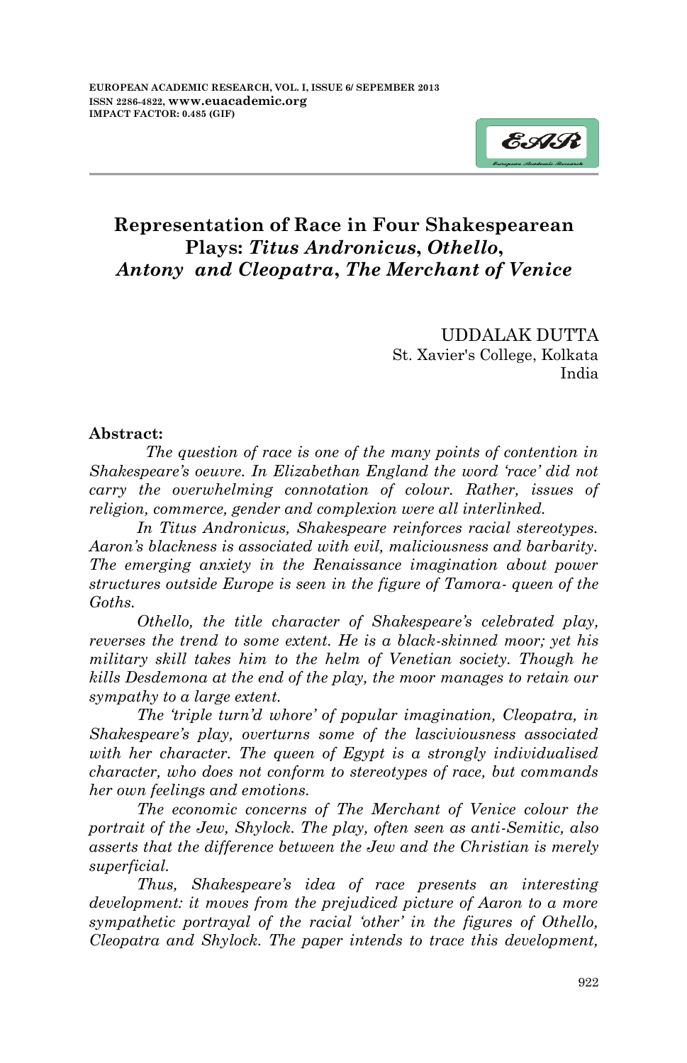# Representation of Race in Four Shakespearean Plays: *Titus Andronicus*, *Othello*, *Antony and Cleopatra*, *The Merchant of Venice*

UDDALAK DUTTA
St. Xavier's College, Kolkata
India

**Abstract:**

*The question of race is one of the many points of contention in Shakespeare's oeuvre. In Elizabethan England the word 'race' did not carry the overwhelming connotation of colour. Rather, issues of religion, commerce, gender and complexion were all interlinked.*

*In Titus Andronicus, Shakespeare reinforces racial stereotypes. Aaron's blackness is associated with evil, maliciousness and barbarity. The emerging anxiety in the Renaissance imagination about power structures outside Europe is seen in the figure of Tamora- queen of the Goths.*

*Othello, the title character of Shakespeare's celebrated play, reverses the trend to some extent. He is a black-skinned moor; yet his military skill takes him to the helm of Venetian society. Though he kills Desdemona at the end of the play, the moor manages to retain our sympathy to a large extent.*

*The 'triple turn'd whore' of popular imagination, Cleopatra, in Shakespeare's play, overturns some of the lasciviousness associated with her character. The queen of Egypt is a strongly individualised character, who does not conform to stereotypes of race, but commands her own feelings and emotions.*

*The economic concerns of The Merchant of Venice colour the portrait of the Jew, Shylock. The play, often seen as anti-Semitic, also asserts that the difference between the Jew and the Christian is merely superficial.*

*Thus, Shakespeare's idea of race presents an interesting development: it moves from the prejudiced picture of Aaron to a more sympathetic portrayal of the racial 'other' in the figures of Othello, Cleopatra and Shylock. The paper intends to trace this development,*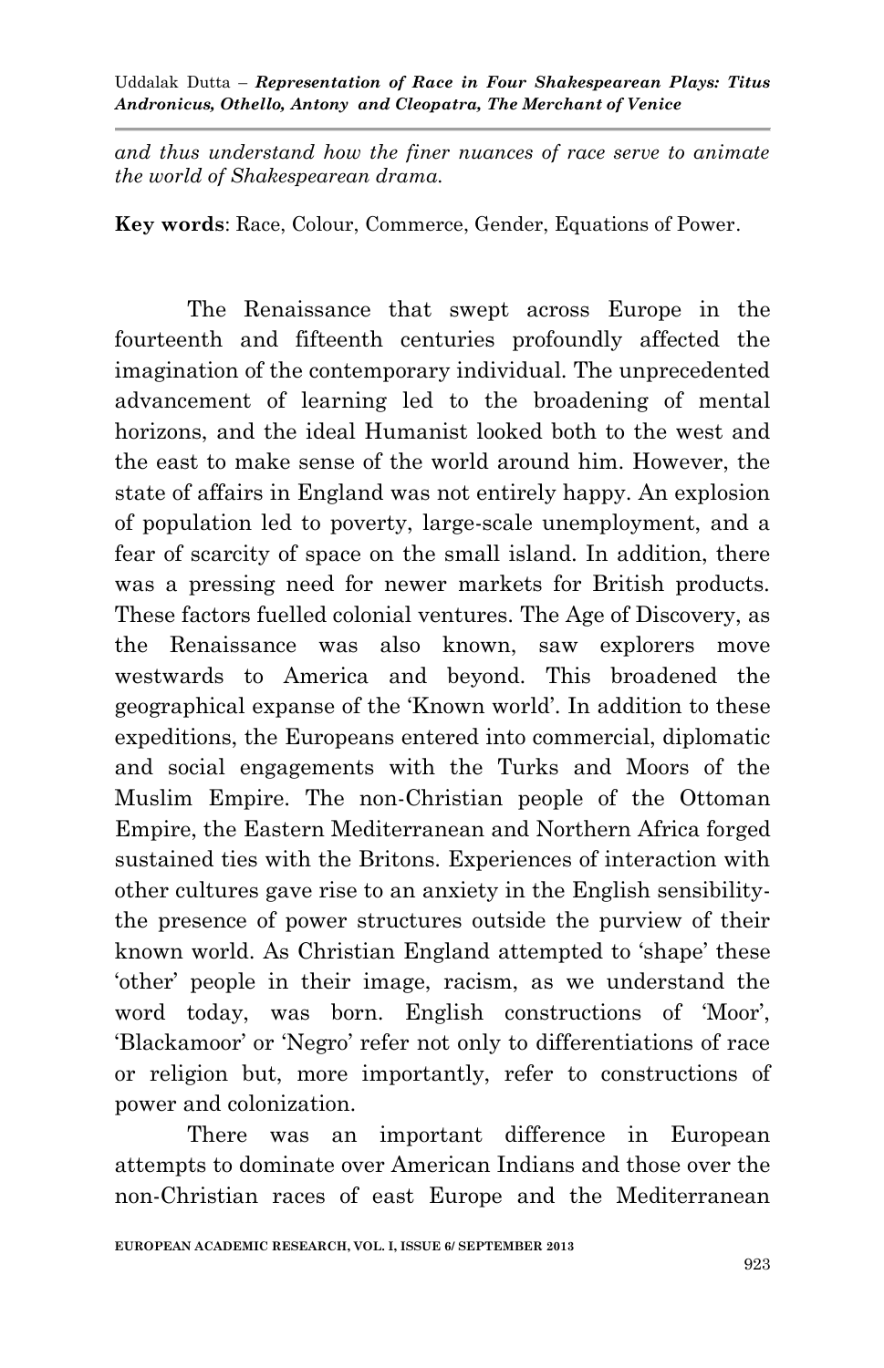*and thus understand how the finer nuances of race serve to animate the world of Shakespearean drama.*

**Key words**: Race, Colour, Commerce, Gender, Equations of Power.

The Renaissance that swept across Europe in the fourteenth and fifteenth centuries profoundly affected the imagination of the contemporary individual. The unprecedented advancement of learning led to the broadening of mental horizons, and the ideal Humanist looked both to the west and the east to make sense of the world around him. However, the state of affairs in England was not entirely happy. An explosion of population led to poverty, large-scale unemployment, and a fear of scarcity of space on the small island. In addition, there was a pressing need for newer markets for British products. These factors fuelled colonial ventures. The Age of Discovery, as the Renaissance was also known, saw explorers move westwards to America and beyond. This broadened the geographical expanse of the 'Known world'. In addition to these expeditions, the Europeans entered into commercial, diplomatic and social engagements with the Turks and Moors of the Muslim Empire. The non-Christian people of the Ottoman Empire, the Eastern Mediterranean and Northern Africa forged sustained ties with the Britons. Experiences of interaction with other cultures gave rise to an anxiety in the English sensibility- the presence of power structures outside the purview of their known world. As Christian England attempted to 'shape' these 'other' people in their image, racism, as we understand the word today, was born. English constructions of 'Moor', 'Blackamoor' or 'Negro' refer not only to differentiations of race or religion but, more importantly, refer to constructions of power and colonization.

There was an important difference in European attempts to dominate over American Indians and those over the non-Christian races of east Europe and the Mediterranean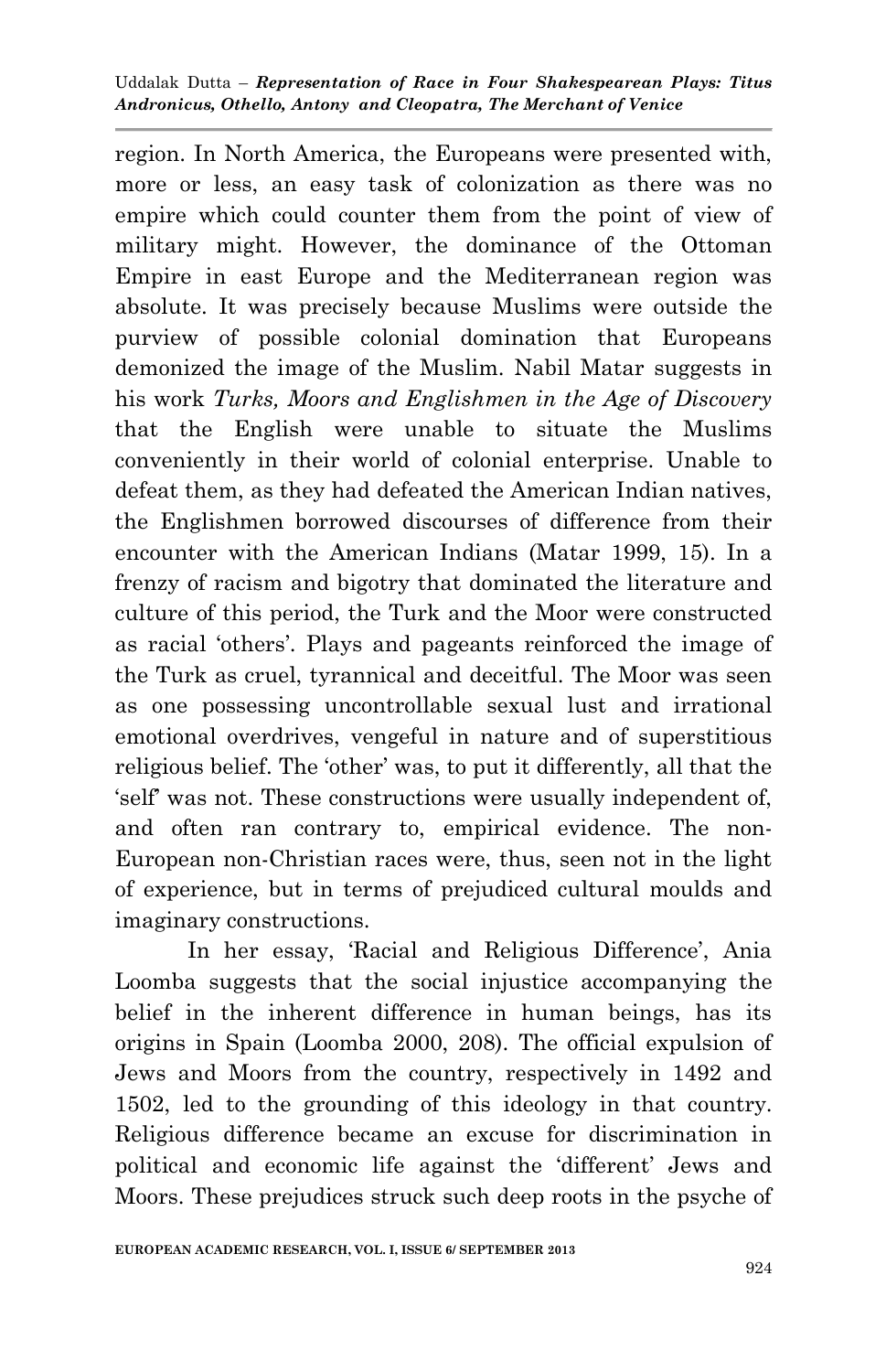region. In North America, the Europeans were presented with, more or less, an easy task of colonization as there was no empire which could counter them from the point of view of military might. However, the dominance of the Ottoman Empire in east Europe and the Mediterranean region was absolute. It was precisely because Muslims were outside the purview of possible colonial domination that Europeans demonized the image of the Muslim. Nabil Matar suggests in his work *Turks, Moors and Englishmen in the Age of Discovery* that the English were unable to situate the Muslims conveniently in their world of colonial enterprise. Unable to defeat them, as they had defeated the American Indian natives, the Englishmen borrowed discourses of difference from their encounter with the American Indians (Matar 1999, 15). In a frenzy of racism and bigotry that dominated the literature and culture of this period, the Turk and the Moor were constructed as racial 'others'. Plays and pageants reinforced the image of the Turk as cruel, tyrannical and deceitful. The Moor was seen as one possessing uncontrollable sexual lust and irrational emotional overdrives, vengeful in nature and of superstitious religious belief. The 'other' was, to put it differently, all that the 'self' was not. These constructions were usually independent of, and often ran contrary to, empirical evidence. The non-European non-Christian races were, thus, seen not in the light of experience, but in terms of prejudiced cultural moulds and imaginary constructions.

In her essay, 'Racial and Religious Difference', Ania Loomba suggests that the social injustice accompanying the belief in the inherent difference in human beings, has its origins in Spain (Loomba 2000, 208). The official expulsion of Jews and Moors from the country, respectively in 1492 and 1502, led to the grounding of this ideology in that country. Religious difference became an excuse for discrimination in political and economic life against the 'different' Jews and Moors. These prejudices struck such deep roots in the psyche of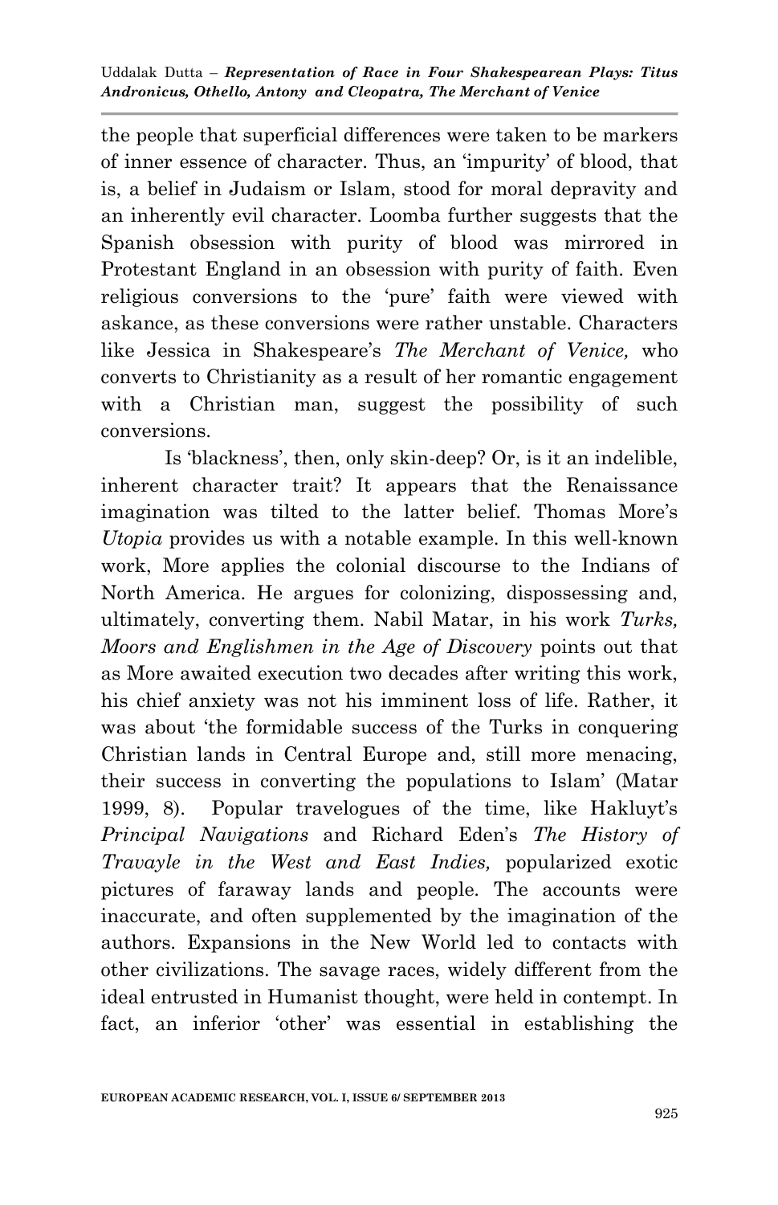the people that superficial differences were taken to be markers of inner essence of character. Thus, an 'impurity' of blood, that is, a belief in Judaism or Islam, stood for moral depravity and an inherently evil character. Loomba further suggests that the Spanish obsession with purity of blood was mirrored in Protestant England in an obsession with purity of faith. Even religious conversions to the 'pure' faith were viewed with askance, as these conversions were rather unstable. Characters like Jessica in Shakespeare's *The Merchant of Venice,* who converts to Christianity as a result of her romantic engagement with a Christian man, suggest the possibility of such conversions.

Is 'blackness', then, only skin-deep? Or, is it an indelible, inherent character trait? It appears that the Renaissance imagination was tilted to the latter belief. Thomas More's *Utopia* provides us with a notable example. In this well-known work, More applies the colonial discourse to the Indians of North America. He argues for colonizing, dispossessing and, ultimately, converting them. Nabil Matar, in his work *Turks, Moors and Englishmen in the Age of Discovery* points out that as More awaited execution two decades after writing this work, his chief anxiety was not his imminent loss of life. Rather, it was about 'the formidable success of the Turks in conquering Christian lands in Central Europe and, still more menacing, their success in converting the populations to Islam' (Matar 1999, 8). Popular travelogues of the time, like Hakluyt's *Principal Navigations* and Richard Eden's *The History of Travayle in the West and East Indies,* popularized exotic pictures of faraway lands and people. The accounts were inaccurate, and often supplemented by the imagination of the authors. Expansions in the New World led to contacts with other civilizations. The savage races, widely different from the ideal entrusted in Humanist thought, were held in contempt. In fact, an inferior 'other' was essential in establishing the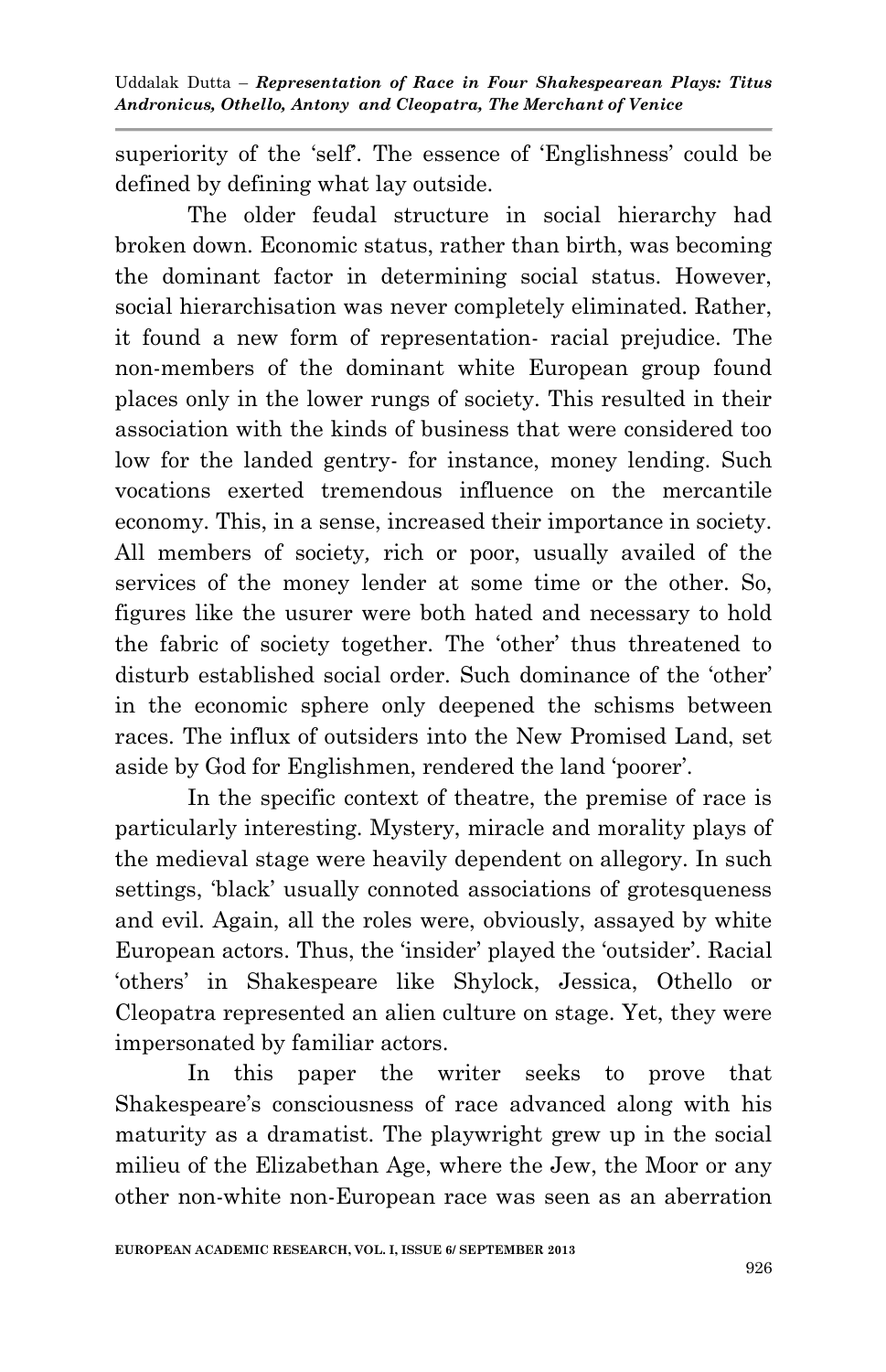superiority of the 'self'. The essence of 'Englishness' could be defined by defining what lay outside.

The older feudal structure in social hierarchy had broken down. Economic status, rather than birth, was becoming the dominant factor in determining social status. However, social hierarchisation was never completely eliminated. Rather, it found a new form of representation- racial prejudice. The non-members of the dominant white European group found places only in the lower rungs of society. This resulted in their association with the kinds of business that were considered too low for the landed gentry- for instance, money lending. Such vocations exerted tremendous influence on the mercantile economy. This, in a sense, increased their importance in society. All members of society, rich or poor, usually availed of the services of the money lender at some time or the other. So, figures like the usurer were both hated and necessary to hold the fabric of society together. The 'other' thus threatened to disturb established social order. Such dominance of the 'other' in the economic sphere only deepened the schisms between races. The influx of outsiders into the New Promised Land, set aside by God for Englishmen, rendered the land 'poorer'.

In the specific context of theatre, the premise of race is particularly interesting. Mystery, miracle and morality plays of the medieval stage were heavily dependent on allegory. In such settings, 'black' usually connoted associations of grotesqueness and evil. Again, all the roles were, obviously, assayed by white European actors. Thus, the 'insider' played the 'outsider'. Racial 'others' in Shakespeare like Shylock, Jessica, Othello or Cleopatra represented an alien culture on stage. Yet, they were impersonated by familiar actors.

In this paper the writer seeks to prove that Shakespeare's consciousness of race advanced along with his maturity as a dramatist. The playwright grew up in the social milieu of the Elizabethan Age, where the Jew, the Moor or any other non-white non-European race was seen as an aberration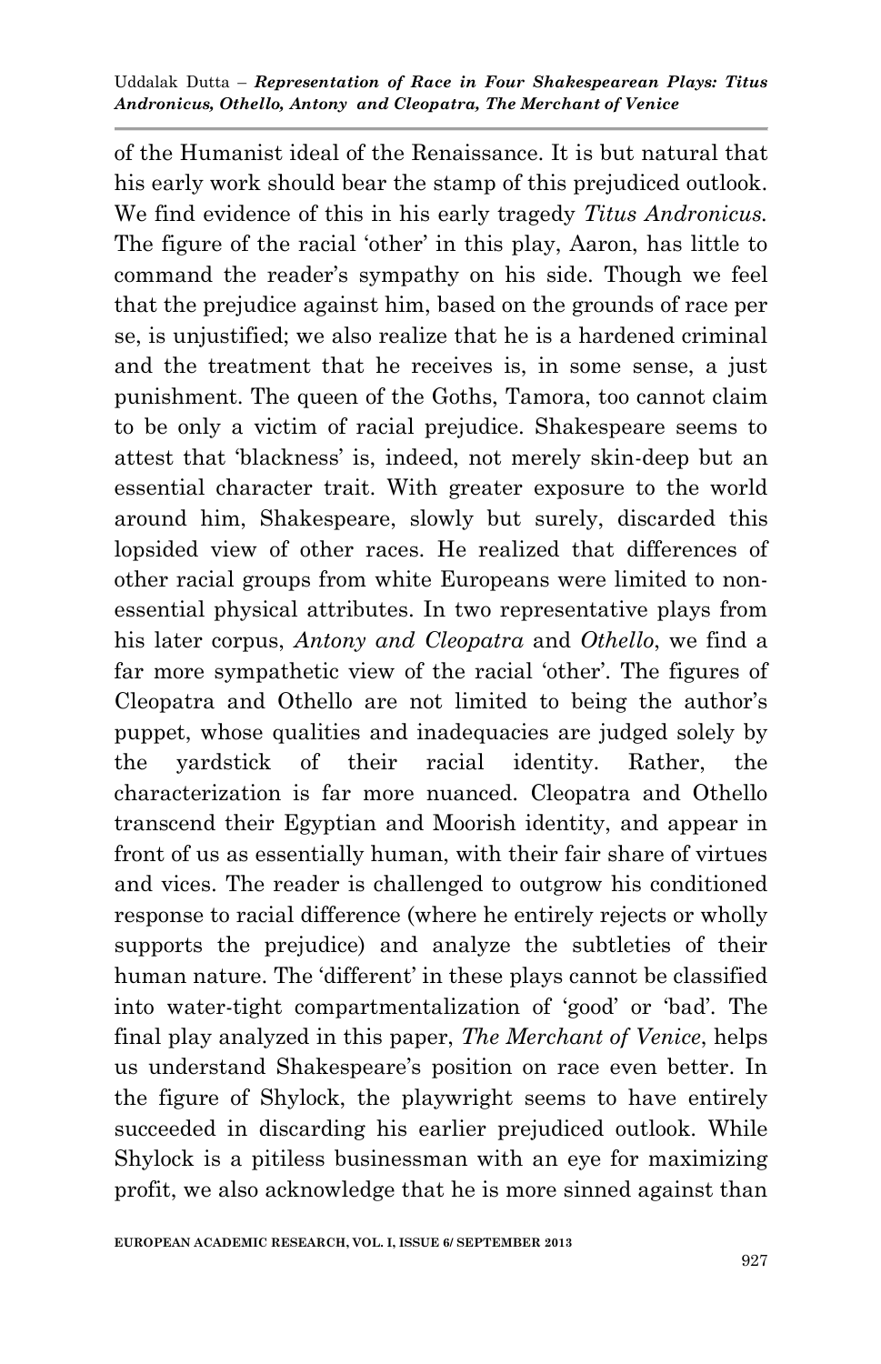of the Humanist ideal of the Renaissance. It is but natural that his early work should bear the stamp of this prejudiced outlook. We find evidence of this in his early tragedy *Titus Andronicus.* The figure of the racial 'other' in this play, Aaron, has little to command the reader's sympathy on his side. Though we feel that the prejudice against him, based on the grounds of race per se, is unjustified; we also realize that he is a hardened criminal and the treatment that he receives is, in some sense, a just punishment. The queen of the Goths, Tamora, too cannot claim to be only a victim of racial prejudice. Shakespeare seems to attest that 'blackness' is, indeed, not merely skin-deep but an essential character trait. With greater exposure to the world around him, Shakespeare, slowly but surely, discarded this lopsided view of other races. He realized that differences of other racial groups from white Europeans were limited to non-essential physical attributes. In two representative plays from his later corpus, *Antony and Cleopatra* and *Othello*, we find a far more sympathetic view of the racial 'other'. The figures of Cleopatra and Othello are not limited to being the author's puppet, whose qualities and inadequacies are judged solely by the yardstick of their racial identity. Rather, the characterization is far more nuanced. Cleopatra and Othello transcend their Egyptian and Moorish identity, and appear in front of us as essentially human, with their fair share of virtues and vices. The reader is challenged to outgrow his conditioned response to racial difference (where he entirely rejects or wholly supports the prejudice) and analyze the subtleties of their human nature. The 'different' in these plays cannot be classified into water-tight compartmentalization of 'good' or 'bad'. The final play analyzed in this paper, *The Merchant of Venice*, helps us understand Shakespeare's position on race even better. In the figure of Shylock, the playwright seems to have entirely succeeded in discarding his earlier prejudiced outlook. While Shylock is a pitiless businessman with an eye for maximizing profit, we also acknowledge that he is more sinned against than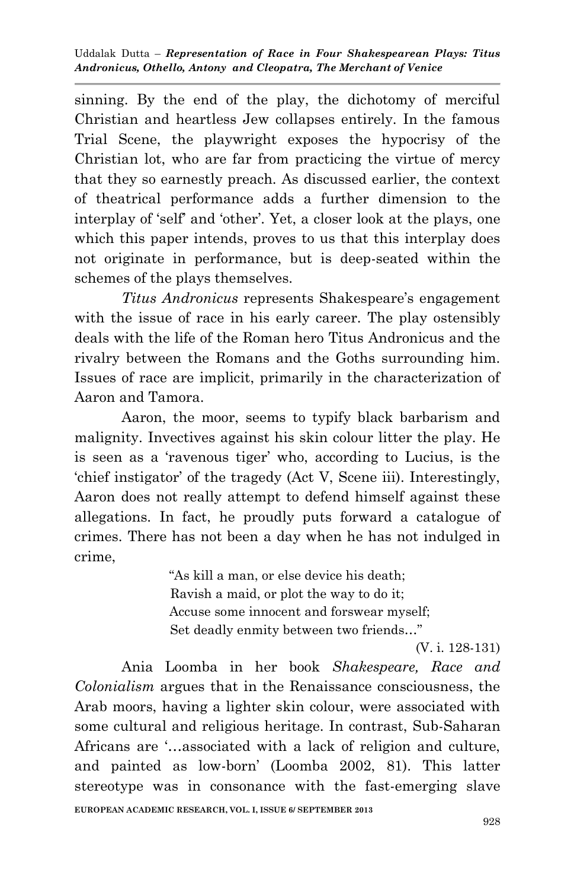sinning. By the end of the play, the dichotomy of merciful Christian and heartless Jew collapses entirely. In the famous Trial Scene, the playwright exposes the hypocrisy of the Christian lot, who are far from practicing the virtue of mercy that they so earnestly preach. As discussed earlier, the context of theatrical performance adds a further dimension to the interplay of 'self' and 'other'. Yet, a closer look at the plays, one which this paper intends, proves to us that this interplay does not originate in performance, but is deep-seated within the schemes of the plays themselves.

*Titus Andronicus* represents Shakespeare's engagement with the issue of race in his early career. The play ostensibly deals with the life of the Roman hero Titus Andronicus and the rivalry between the Romans and the Goths surrounding him. Issues of race are implicit, primarily in the characterization of Aaron and Tamora.

Aaron, the moor, seems to typify black barbarism and malignity. Invectives against his skin colour litter the play. He is seen as a 'ravenous tiger' who, according to Lucius, is the 'chief instigator' of the tragedy (Act V, Scene iii). Interestingly, Aaron does not really attempt to defend himself against these allegations. In fact, he proudly puts forward a catalogue of crimes. There has not been a day when he has not indulged in crime,

> "As kill a man, or else device his death;
> Ravish a maid, or plot the way to do it;
> Accuse some innocent and forswear myself;
> Set deadly enmity between two friends…"
>
> (V. i. 128-131)

Ania Loomba in her book *Shakespeare, Race and Colonialism* argues that in the Renaissance consciousness, the Arab moors, having a lighter skin colour, were associated with some cultural and religious heritage. In contrast, Sub-Saharan Africans are '…associated with a lack of religion and culture, and painted as low-born' (Loomba 2002, 81). This latter stereotype was in consonance with the fast-emerging slave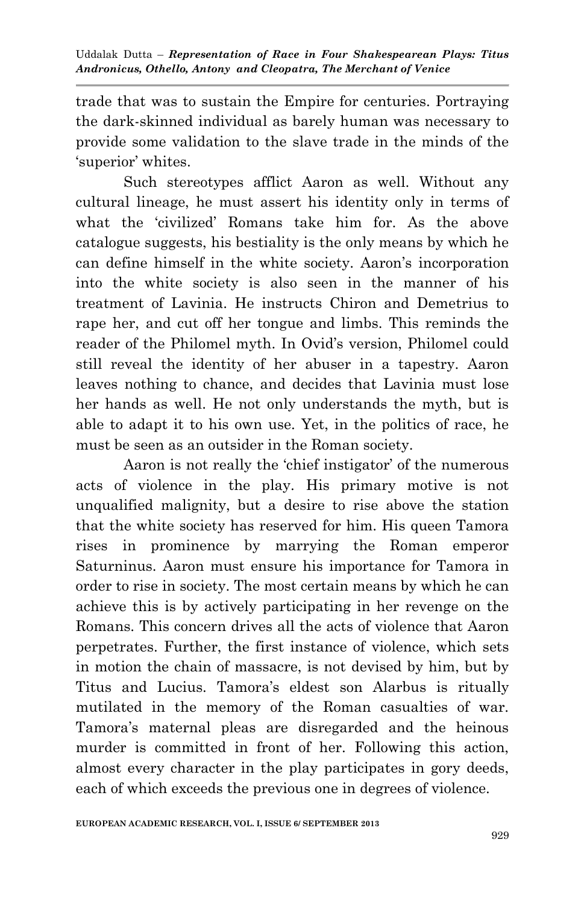trade that was to sustain the Empire for centuries. Portraying the dark-skinned individual as barely human was necessary to provide some validation to the slave trade in the minds of the 'superior' whites.

Such stereotypes afflict Aaron as well. Without any cultural lineage, he must assert his identity only in terms of what the 'civilized' Romans take him for. As the above catalogue suggests, his bestiality is the only means by which he can define himself in the white society. Aaron's incorporation into the white society is also seen in the manner of his treatment of Lavinia. He instructs Chiron and Demetrius to rape her, and cut off her tongue and limbs. This reminds the reader of the Philomel myth. In Ovid's version, Philomel could still reveal the identity of her abuser in a tapestry. Aaron leaves nothing to chance, and decides that Lavinia must lose her hands as well. He not only understands the myth, but is able to adapt it to his own use. Yet, in the politics of race, he must be seen as an outsider in the Roman society.

Aaron is not really the 'chief instigator' of the numerous acts of violence in the play. His primary motive is not unqualified malignity, but a desire to rise above the station that the white society has reserved for him. His queen Tamora rises in prominence by marrying the Roman emperor Saturninus. Aaron must ensure his importance for Tamora in order to rise in society. The most certain means by which he can achieve this is by actively participating in her revenge on the Romans. This concern drives all the acts of violence that Aaron perpetrates. Further, the first instance of violence, which sets in motion the chain of massacre, is not devised by him, but by Titus and Lucius. Tamora's eldest son Alarbus is ritually mutilated in the memory of the Roman casualties of war. Tamora's maternal pleas are disregarded and the heinous murder is committed in front of her. Following this action, almost every character in the play participates in gory deeds, each of which exceeds the previous one in degrees of violence.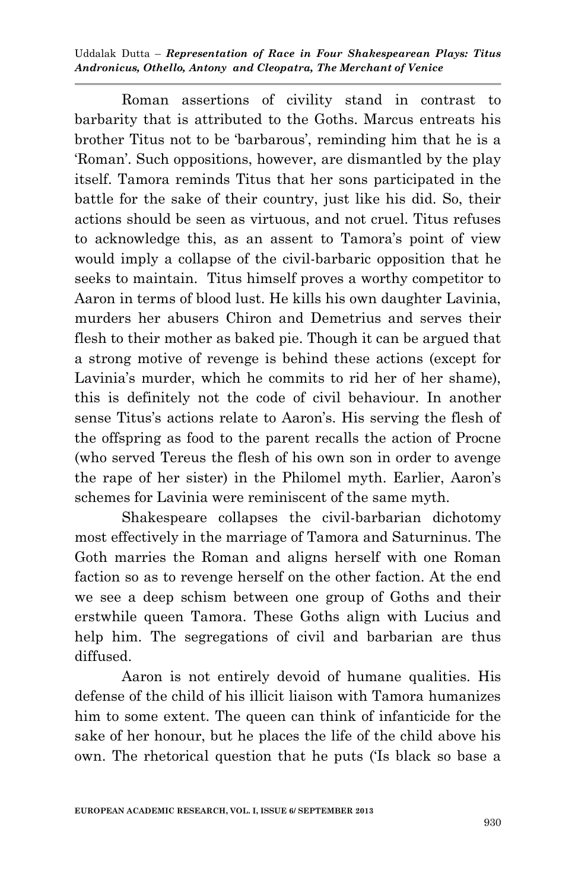Roman assertions of civility stand in contrast to barbarity that is attributed to the Goths. Marcus entreats his brother Titus not to be 'barbarous', reminding him that he is a 'Roman'. Such oppositions, however, are dismantled by the play itself. Tamora reminds Titus that her sons participated in the battle for the sake of their country, just like his did. So, their actions should be seen as virtuous, and not cruel. Titus refuses to acknowledge this, as an assent to Tamora's point of view would imply a collapse of the civil-barbaric opposition that he seeks to maintain. Titus himself proves a worthy competitor to Aaron in terms of blood lust. He kills his own daughter Lavinia, murders her abusers Chiron and Demetrius and serves their flesh to their mother as baked pie. Though it can be argued that a strong motive of revenge is behind these actions (except for Lavinia's murder, which he commits to rid her of her shame), this is definitely not the code of civil behaviour. In another sense Titus's actions relate to Aaron's. His serving the flesh of the offspring as food to the parent recalls the action of Procne (who served Tereus the flesh of his own son in order to avenge the rape of her sister) in the Philomel myth. Earlier, Aaron's schemes for Lavinia were reminiscent of the same myth.

Shakespeare collapses the civil-barbarian dichotomy most effectively in the marriage of Tamora and Saturninus. The Goth marries the Roman and aligns herself with one Roman faction so as to revenge herself on the other faction. At the end we see a deep schism between one group of Goths and their erstwhile queen Tamora. These Goths align with Lucius and help him. The segregations of civil and barbarian are thus diffused.

Aaron is not entirely devoid of humane qualities. His defense of the child of his illicit liaison with Tamora humanizes him to some extent. The queen can think of infanticide for the sake of her honour, but he places the life of the child above his own. The rhetorical question that he puts ('Is black so base a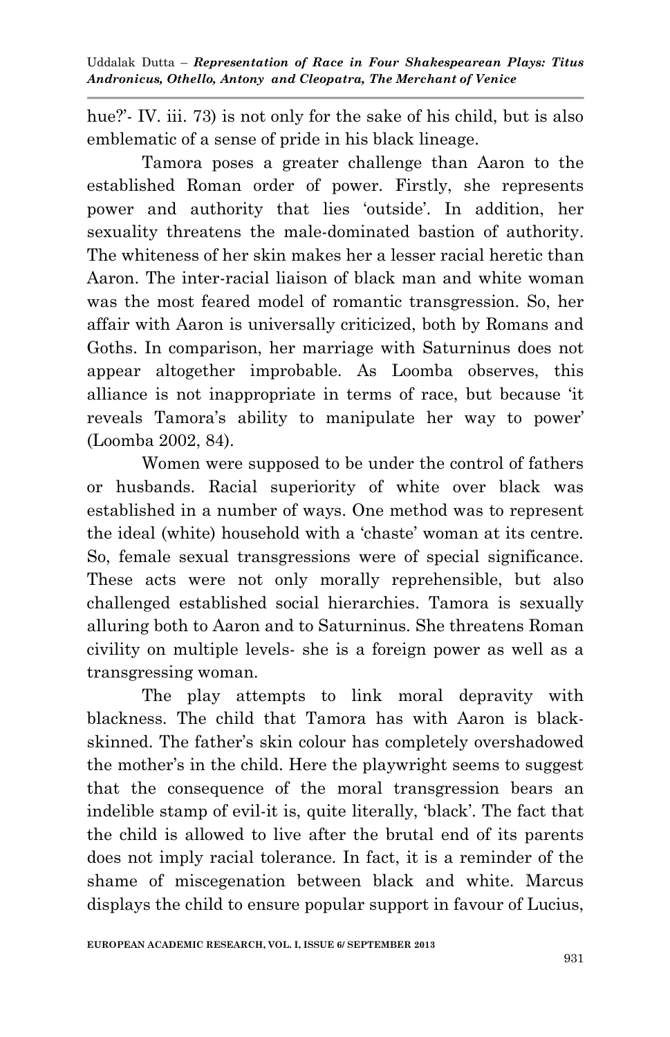hue?'- IV. iii. 73) is not only for the sake of his child, but is also emblematic of a sense of pride in his black lineage.

Tamora poses a greater challenge than Aaron to the established Roman order of power. Firstly, she represents power and authority that lies 'outside'. In addition, her sexuality threatens the male-dominated bastion of authority. The whiteness of her skin makes her a lesser racial heretic than Aaron. The inter-racial liaison of black man and white woman was the most feared model of romantic transgression. So, her affair with Aaron is universally criticized, both by Romans and Goths. In comparison, her marriage with Saturninus does not appear altogether improbable. As Loomba observes, this alliance is not inappropriate in terms of race, but because 'it reveals Tamora's ability to manipulate her way to power' (Loomba 2002, 84).

Women were supposed to be under the control of fathers or husbands. Racial superiority of white over black was established in a number of ways. One method was to represent the ideal (white) household with a 'chaste' woman at its centre. So, female sexual transgressions were of special significance. These acts were not only morally reprehensible, but also challenged established social hierarchies. Tamora is sexually alluring both to Aaron and to Saturninus. She threatens Roman civility on multiple levels- she is a foreign power as well as a transgressing woman.

The play attempts to link moral depravity with blackness. The child that Tamora has with Aaron is black-skinned. The father's skin colour has completely overshadowed the mother's in the child. Here the playwright seems to suggest that the consequence of the moral transgression bears an indelible stamp of evil-it is, quite literally, 'black'. The fact that the child is allowed to live after the brutal end of its parents does not imply racial tolerance. In fact, it is a reminder of the shame of miscegenation between black and white. Marcus displays the child to ensure popular support in favour of Lucius,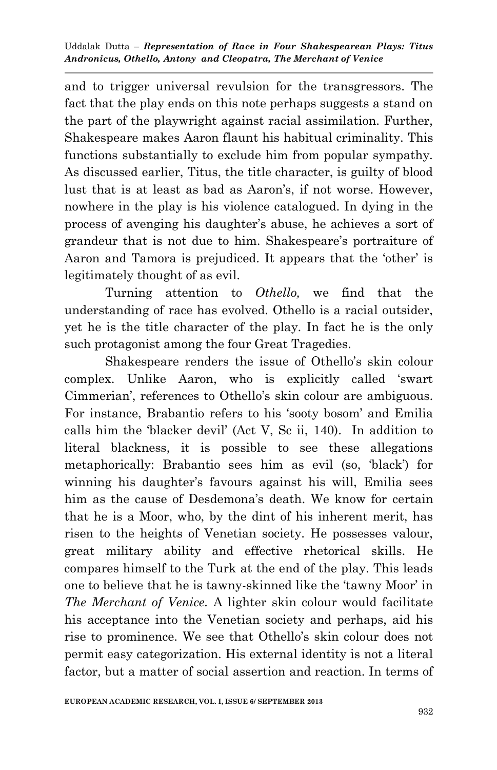and to trigger universal revulsion for the transgressors. The fact that the play ends on this note perhaps suggests a stand on the part of the playwright against racial assimilation. Further, Shakespeare makes Aaron flaunt his habitual criminality. This functions substantially to exclude him from popular sympathy. As discussed earlier, Titus, the title character, is guilty of blood lust that is at least as bad as Aaron's, if not worse. However, nowhere in the play is his violence catalogued. In dying in the process of avenging his daughter's abuse, he achieves a sort of grandeur that is not due to him. Shakespeare's portraiture of Aaron and Tamora is prejudiced. It appears that the 'other' is legitimately thought of as evil.

Turning attention to *Othello,* we find that the understanding of race has evolved. Othello is a racial outsider, yet he is the title character of the play. In fact he is the only such protagonist among the four Great Tragedies.

Shakespeare renders the issue of Othello's skin colour complex. Unlike Aaron, who is explicitly called 'swart Cimmerian', references to Othello's skin colour are ambiguous. For instance, Brabantio refers to his 'sooty bosom' and Emilia calls him the 'blacker devil' (Act V, Sc ii, 140). In addition to literal blackness, it is possible to see these allegations metaphorically: Brabantio sees him as evil (so, 'black') for winning his daughter's favours against his will, Emilia sees him as the cause of Desdemona's death. We know for certain that he is a Moor, who, by the dint of his inherent merit, has risen to the heights of Venetian society. He possesses valour, great military ability and effective rhetorical skills. He compares himself to the Turk at the end of the play. This leads one to believe that he is tawny-skinned like the 'tawny Moor' in *The Merchant of Venice.* A lighter skin colour would facilitate his acceptance into the Venetian society and perhaps, aid his rise to prominence. We see that Othello's skin colour does not permit easy categorization. His external identity is not a literal factor, but a matter of social assertion and reaction. In terms of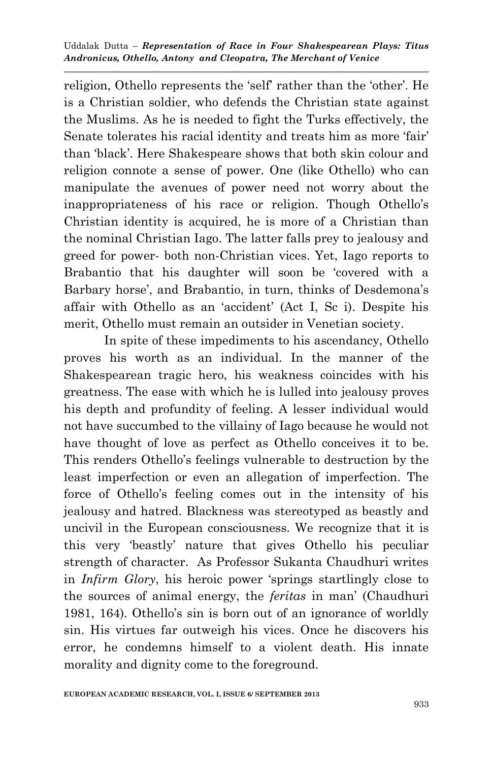religion, Othello represents the 'self' rather than the 'other'. He is a Christian soldier, who defends the Christian state against the Muslims. As he is needed to fight the Turks effectively, the Senate tolerates his racial identity and treats him as more 'fair' than 'black'. Here Shakespeare shows that both skin colour and religion connote a sense of power. One (like Othello) who can manipulate the avenues of power need not worry about the inappropriateness of his race or religion. Though Othello's Christian identity is acquired, he is more of a Christian than the nominal Christian Iago. The latter falls prey to jealousy and greed for power- both non-Christian vices. Yet, Iago reports to Brabantio that his daughter will soon be 'covered with a Barbary horse', and Brabantio, in turn, thinks of Desdemona's affair with Othello as an 'accident' (Act I, Sc i). Despite his merit, Othello must remain an outsider in Venetian society.

In spite of these impediments to his ascendancy, Othello proves his worth as an individual. In the manner of the Shakespearean tragic hero, his weakness coincides with his greatness. The ease with which he is lulled into jealousy proves his depth and profundity of feeling. A lesser individual would not have succumbed to the villainy of Iago because he would not have thought of love as perfect as Othello conceives it to be. This renders Othello's feelings vulnerable to destruction by the least imperfection or even an allegation of imperfection. The force of Othello's feeling comes out in the intensity of his jealousy and hatred. Blackness was stereotyped as beastly and uncivil in the European consciousness. We recognize that it is this very 'beastly' nature that gives Othello his peculiar strength of character. As Professor Sukanta Chaudhuri writes in *Infirm Glory*, his heroic power 'springs startlingly close to the sources of animal energy, the *feritas* in man' (Chaudhuri 1981, 164). Othello's sin is born out of an ignorance of worldly sin. His virtues far outweigh his vices. Once he discovers his error, he condemns himself to a violent death. His innate morality and dignity come to the foreground.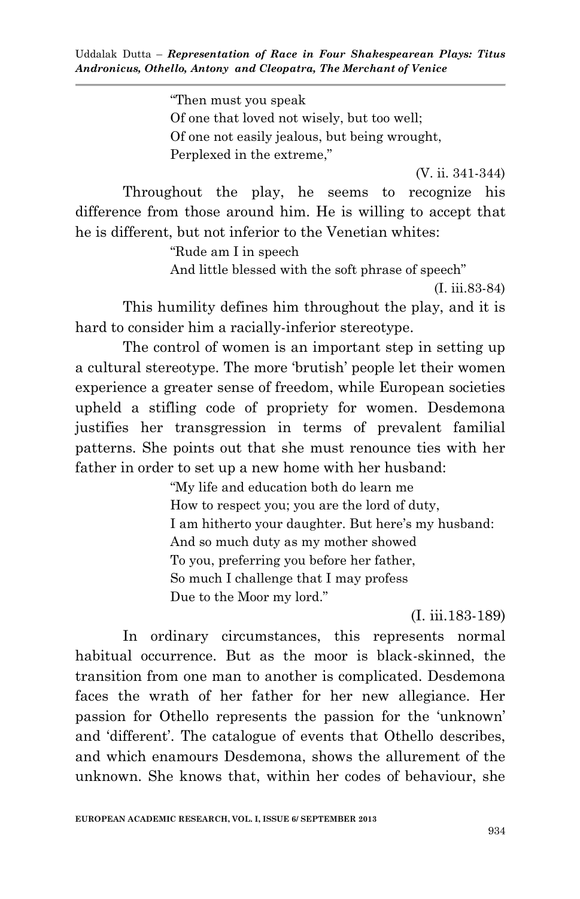> "Then must you speak
> Of one that loved not wisely, but too well;
> Of one not easily jealous, but being wrought,
> Perplexed in the extreme,"
>
> (V. ii. 341-344)

Throughout the play, he seems to recognize his difference from those around him. He is willing to accept that he is different, but not inferior to the Venetian whites:

> "Rude am I in speech
> And little blessed with the soft phrase of speech"
>
> (I. iii.83-84)

This humility defines him throughout the play, and it is hard to consider him a racially-inferior stereotype.

The control of women is an important step in setting up a cultural stereotype. The more 'brutish' people let their women experience a greater sense of freedom, while European societies upheld a stifling code of propriety for women. Desdemona justifies her transgression in terms of prevalent familial patterns. She points out that she must renounce ties with her father in order to set up a new home with her husband:

> "My life and education both do learn me
> How to respect you; you are the lord of duty,
> I am hitherto your daughter. But here's my husband:
> And so much duty as my mother showed
> To you, preferring you before her father,
> So much I challenge that I may profess
> Due to the Moor my lord."
>
> (I. iii.183-189)

In ordinary circumstances, this represents normal habitual occurrence. But as the moor is black-skinned, the transition from one man to another is complicated. Desdemona faces the wrath of her father for her new allegiance. Her passion for Othello represents the passion for the 'unknown' and 'different'. The catalogue of events that Othello describes, and which enamours Desdemona, shows the allurement of the unknown. She knows that, within her codes of behaviour, she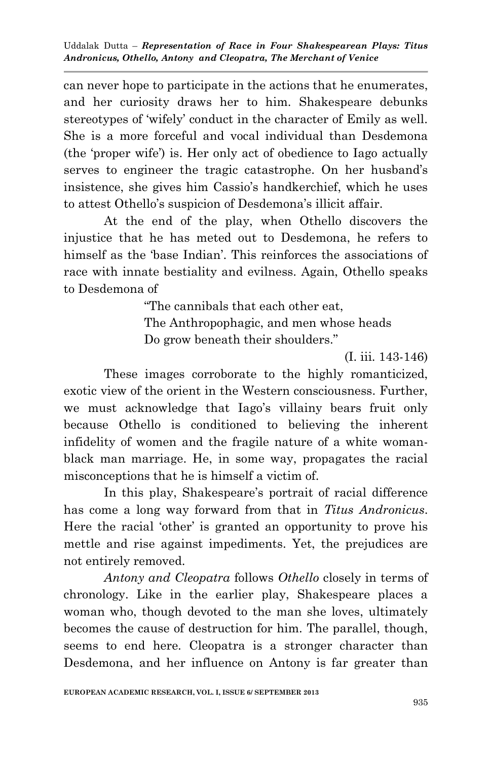can never hope to participate in the actions that he enumerates, and her curiosity draws her to him. Shakespeare debunks stereotypes of 'wifely' conduct in the character of Emily as well. She is a more forceful and vocal individual than Desdemona (the 'proper wife') is. Her only act of obedience to Iago actually serves to engineer the tragic catastrophe. On her husband's insistence, she gives him Cassio's handkerchief, which he uses to attest Othello's suspicion of Desdemona's illicit affair.

At the end of the play, when Othello discovers the injustice that he has meted out to Desdemona, he refers to himself as the 'base Indian'. This reinforces the associations of race with innate bestiality and evilness. Again, Othello speaks to Desdemona of

> "The cannibals that each other eat,
> The Anthropophagic, and men whose heads
> Do grow beneath their shoulders."
>
> (I. iii. 143-146)

These images corroborate to the highly romanticized, exotic view of the orient in the Western consciousness. Further, we must acknowledge that Iago's villainy bears fruit only because Othello is conditioned to believing the inherent infidelity of women and the fragile nature of a white woman-black man marriage. He, in some way, propagates the racial misconceptions that he is himself a victim of.

In this play, Shakespeare's portrait of racial difference has come a long way forward from that in *Titus Andronicus*. Here the racial 'other' is granted an opportunity to prove his mettle and rise against impediments. Yet, the prejudices are not entirely removed.

*Antony and Cleopatra* follows *Othello* closely in terms of chronology. Like in the earlier play, Shakespeare places a woman who, though devoted to the man she loves, ultimately becomes the cause of destruction for him. The parallel, though, seems to end here. Cleopatra is a stronger character than Desdemona, and her influence on Antony is far greater than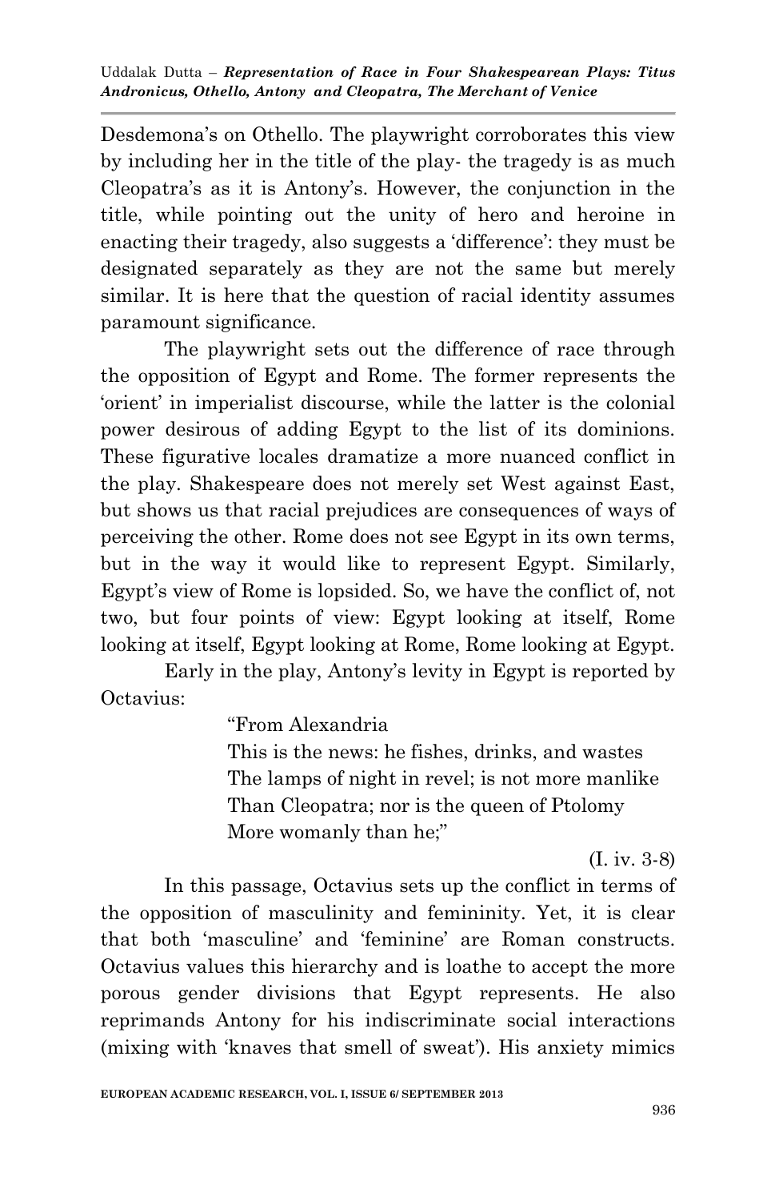Desdemona's on Othello. The playwright corroborates this view by including her in the title of the play- the tragedy is as much Cleopatra's as it is Antony's. However, the conjunction in the title, while pointing out the unity of hero and heroine in enacting their tragedy, also suggests a 'difference': they must be designated separately as they are not the same but merely similar. It is here that the question of racial identity assumes paramount significance.

The playwright sets out the difference of race through the opposition of Egypt and Rome. The former represents the 'orient' in imperialist discourse, while the latter is the colonial power desirous of adding Egypt to the list of its dominions. These figurative locales dramatize a more nuanced conflict in the play. Shakespeare does not merely set West against East, but shows us that racial prejudices are consequences of ways of perceiving the other. Rome does not see Egypt in its own terms, but in the way it would like to represent Egypt. Similarly, Egypt's view of Rome is lopsided. So, we have the conflict of, not two, but four points of view: Egypt looking at itself, Rome looking at itself, Egypt looking at Rome, Rome looking at Egypt.

Early in the play, Antony's levity in Egypt is reported by Octavius:

> "From Alexandria
> This is the news: he fishes, drinks, and wastes
> The lamps of night in revel; is not more manlike
> Than Cleopatra; nor is the queen of Ptolomy
> More womanly than he;"
>
> (I. iv. 3-8)

In this passage, Octavius sets up the conflict in terms of the opposition of masculinity and femininity. Yet, it is clear that both 'masculine' and 'feminine' are Roman constructs. Octavius values this hierarchy and is loathe to accept the more porous gender divisions that Egypt represents. He also reprimands Antony for his indiscriminate social interactions (mixing with 'knaves that smell of sweat'). His anxiety mimics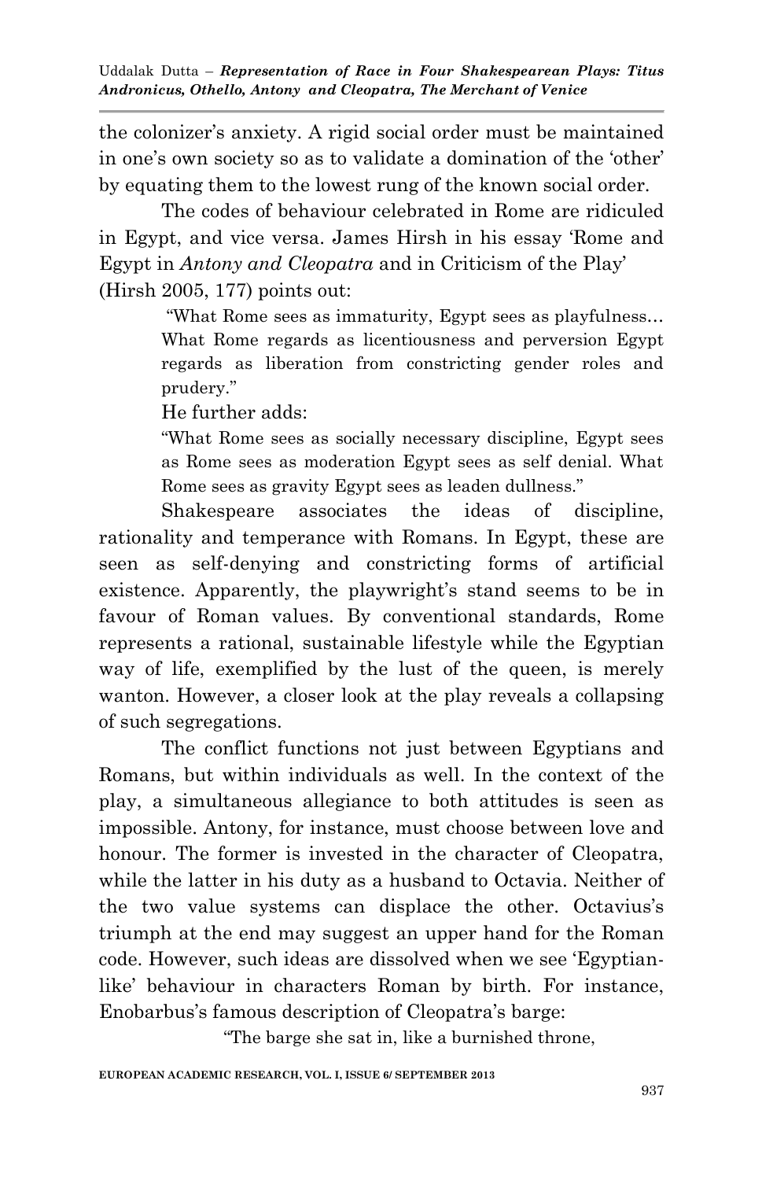the colonizer's anxiety. A rigid social order must be maintained in one's own society so as to validate a domination of the 'other' by equating them to the lowest rung of the known social order.

The codes of behaviour celebrated in Rome are ridiculed in Egypt, and vice versa. James Hirsh in his essay 'Rome and Egypt in *Antony and Cleopatra* and in Criticism of the Play' (Hirsh 2005, 177) points out:

> "What Rome sees as immaturity, Egypt sees as playfulness… What Rome regards as licentiousness and perversion Egypt regards as liberation from constricting gender roles and prudery."

He further adds:

> "What Rome sees as socially necessary discipline, Egypt sees as Rome sees as moderation Egypt sees as self denial. What Rome sees as gravity Egypt sees as leaden dullness."

Shakespeare associates the ideas of discipline, rationality and temperance with Romans. In Egypt, these are seen as self-denying and constricting forms of artificial existence. Apparently, the playwright's stand seems to be in favour of Roman values. By conventional standards, Rome represents a rational, sustainable lifestyle while the Egyptian way of life, exemplified by the lust of the queen, is merely wanton. However, a closer look at the play reveals a collapsing of such segregations.

The conflict functions not just between Egyptians and Romans, but within individuals as well. In the context of the play, a simultaneous allegiance to both attitudes is seen as impossible. Antony, for instance, must choose between love and honour. The former is invested in the character of Cleopatra, while the latter in his duty as a husband to Octavia. Neither of the two value systems can displace the other. Octavius's triumph at the end may suggest an upper hand for the Roman code. However, such ideas are dissolved when we see 'Egyptian-like' behaviour in characters Roman by birth. For instance, Enobarbus's famous description of Cleopatra's barge:

> "The barge she sat in, like a burnished throne,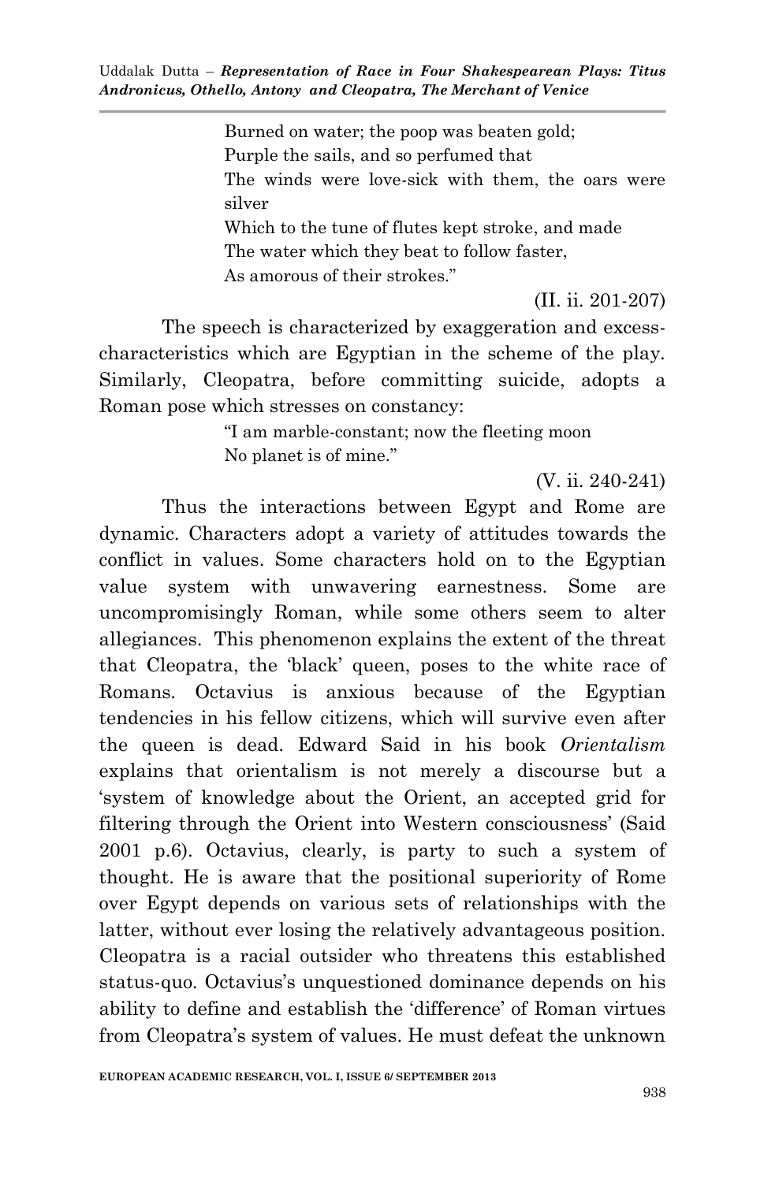> Burned on water; the poop was beaten gold;
> Purple the sails, and so perfumed that
> The winds were love-sick with them, the oars were silver
> Which to the tune of flutes kept stroke, and made
> The water which they beat to follow faster,
> As amorous of their strokes."

(II. ii. 201-207)

The speech is characterized by exaggeration and excess- characteristics which are Egyptian in the scheme of the play. Similarly, Cleopatra, before committing suicide, adopts a Roman pose which stresses on constancy:

> "I am marble-constant; now the fleeting moon
> No planet is of mine."

(V. ii. 240-241)

Thus the interactions between Egypt and Rome are dynamic. Characters adopt a variety of attitudes towards the conflict in values. Some characters hold on to the Egyptian value system with unwavering earnestness. Some are uncompromisingly Roman, while some others seem to alter allegiances. This phenomenon explains the extent of the threat that Cleopatra, the 'black' queen, poses to the white race of Romans. Octavius is anxious because of the Egyptian tendencies in his fellow citizens, which will survive even after the queen is dead. Edward Said in his book *Orientalism* explains that orientalism is not merely a discourse but a 'system of knowledge about the Orient, an accepted grid for filtering through the Orient into Western consciousness' (Said 2001 p.6). Octavius, clearly, is party to such a system of thought. He is aware that the positional superiority of Rome over Egypt depends on various sets of relationships with the latter, without ever losing the relatively advantageous position. Cleopatra is a racial outsider who threatens this established status-quo. Octavius's unquestioned dominance depends on his ability to define and establish the 'difference' of Roman virtues from Cleopatra's system of values. He must defeat the unknown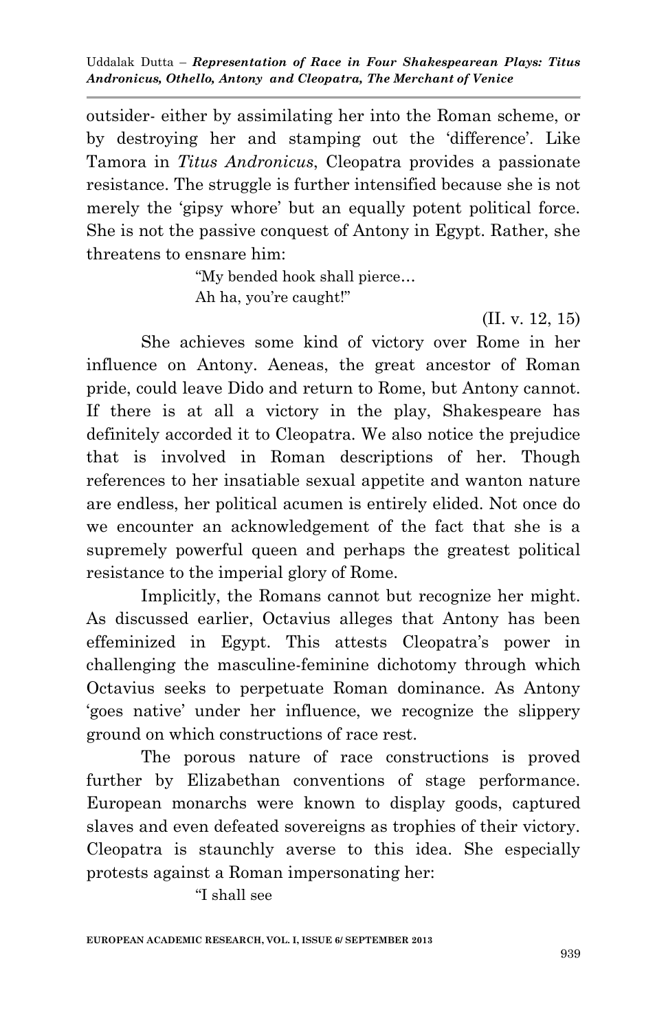outsider- either by assimilating her into the Roman scheme, or by destroying her and stamping out the 'difference'. Like Tamora in *Titus Andronicus*, Cleopatra provides a passionate resistance. The struggle is further intensified because she is not merely the 'gipsy whore' but an equally potent political force. She is not the passive conquest of Antony in Egypt. Rather, she threatens to ensnare him:

> "My bended hook shall pierce…
> Ah ha, you're caught!"
>
> (II. v. 12, 15)

She achieves some kind of victory over Rome in her influence on Antony. Aeneas, the great ancestor of Roman pride, could leave Dido and return to Rome, but Antony cannot. If there is at all a victory in the play, Shakespeare has definitely accorded it to Cleopatra. We also notice the prejudice that is involved in Roman descriptions of her. Though references to her insatiable sexual appetite and wanton nature are endless, her political acumen is entirely elided. Not once do we encounter an acknowledgement of the fact that she is a supremely powerful queen and perhaps the greatest political resistance to the imperial glory of Rome.

Implicitly, the Romans cannot but recognize her might. As discussed earlier, Octavius alleges that Antony has been effeminized in Egypt. This attests Cleopatra's power in challenging the masculine-feminine dichotomy through which Octavius seeks to perpetuate Roman dominance. As Antony 'goes native' under her influence, we recognize the slippery ground on which constructions of race rest.

The porous nature of race constructions is proved further by Elizabethan conventions of stage performance. European monarchs were known to display goods, captured slaves and even defeated sovereigns as trophies of their victory. Cleopatra is staunchly averse to this idea. She especially protests against a Roman impersonating her:

> "I shall see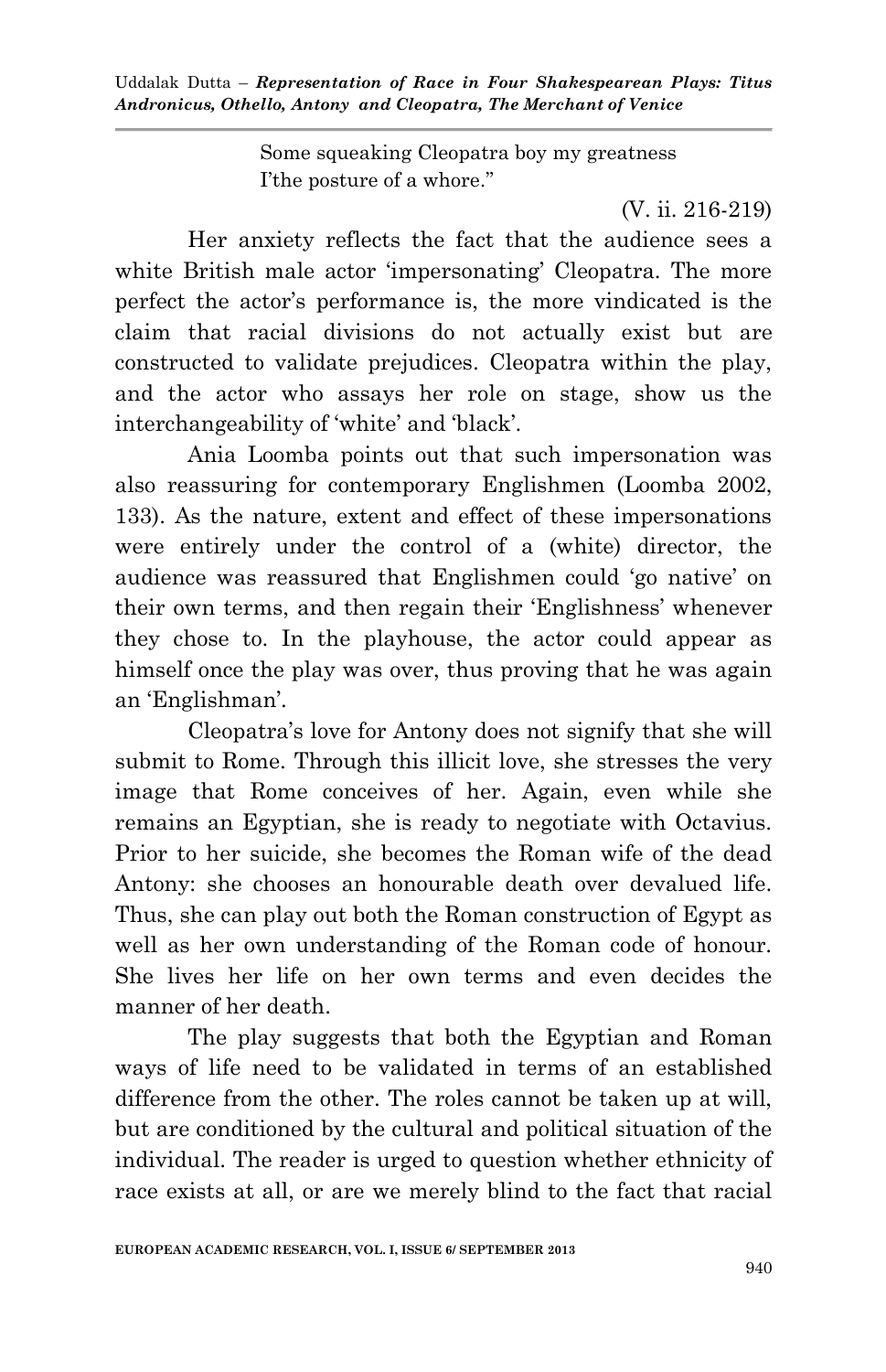> Some squeaking Cleopatra boy my greatness
> I'the posture of a whore."

(V. ii. 216-219)

Her anxiety reflects the fact that the audience sees a white British male actor 'impersonating' Cleopatra. The more perfect the actor's performance is, the more vindicated is the claim that racial divisions do not actually exist but are constructed to validate prejudices. Cleopatra within the play, and the actor who assays her role on stage, show us the interchangeability of 'white' and 'black'.

Ania Loomba points out that such impersonation was also reassuring for contemporary Englishmen (Loomba 2002, 133). As the nature, extent and effect of these impersonations were entirely under the control of a (white) director, the audience was reassured that Englishmen could 'go native' on their own terms, and then regain their 'Englishness' whenever they chose to. In the playhouse, the actor could appear as himself once the play was over, thus proving that he was again an 'Englishman'.

Cleopatra's love for Antony does not signify that she will submit to Rome. Through this illicit love, she stresses the very image that Rome conceives of her. Again, even while she remains an Egyptian, she is ready to negotiate with Octavius. Prior to her suicide, she becomes the Roman wife of the dead Antony: she chooses an honourable death over devalued life. Thus, she can play out both the Roman construction of Egypt as well as her own understanding of the Roman code of honour. She lives her life on her own terms and even decides the manner of her death.

The play suggests that both the Egyptian and Roman ways of life need to be validated in terms of an established difference from the other. The roles cannot be taken up at will, but are conditioned by the cultural and political situation of the individual. The reader is urged to question whether ethnicity of race exists at all, or are we merely blind to the fact that racial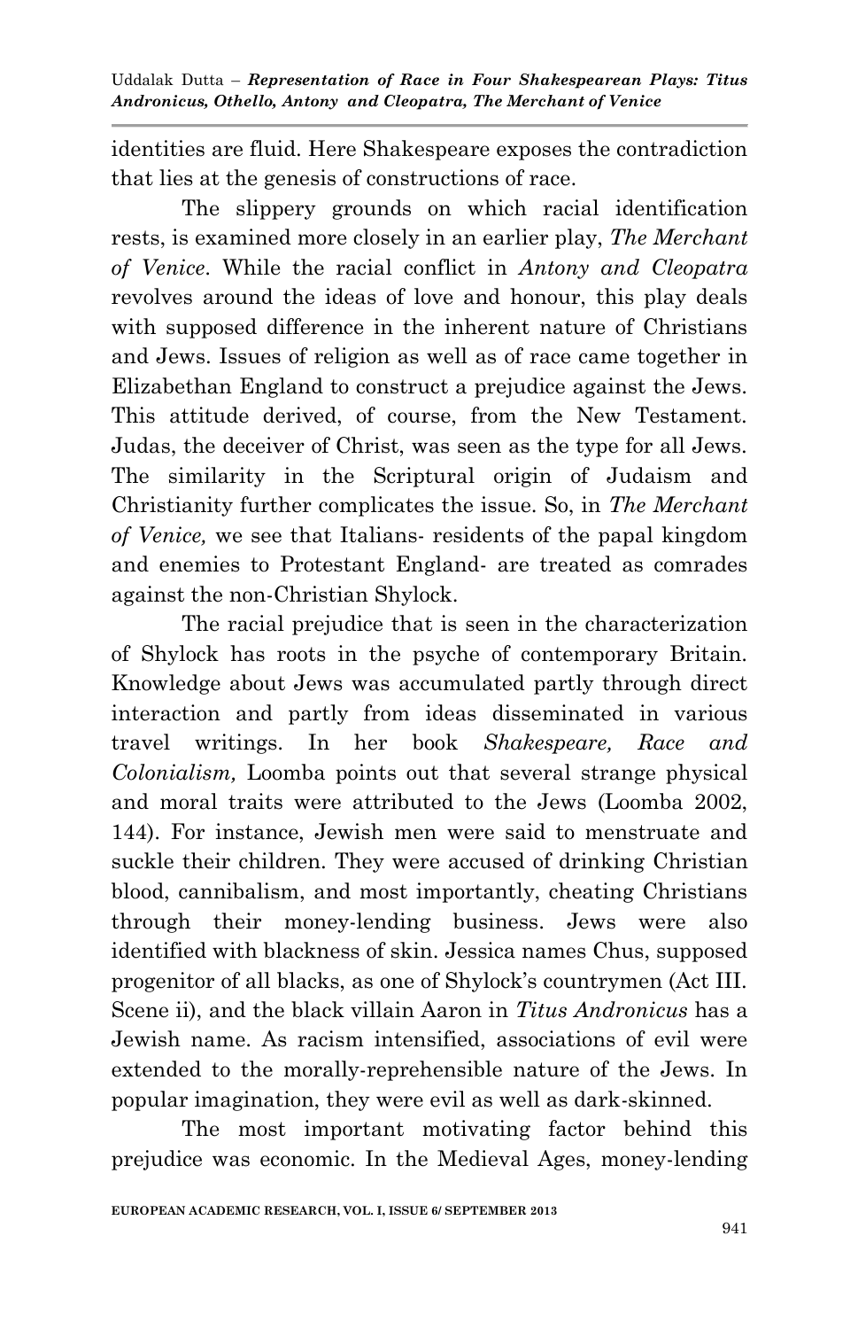identities are fluid. Here Shakespeare exposes the contradiction that lies at the genesis of constructions of race.

The slippery grounds on which racial identification rests, is examined more closely in an earlier play, *The Merchant of Venice*. While the racial conflict in *Antony and Cleopatra* revolves around the ideas of love and honour, this play deals with supposed difference in the inherent nature of Christians and Jews. Issues of religion as well as of race came together in Elizabethan England to construct a prejudice against the Jews. This attitude derived, of course, from the New Testament. Judas, the deceiver of Christ, was seen as the type for all Jews. The similarity in the Scriptural origin of Judaism and Christianity further complicates the issue. So, in *The Merchant of Venice,* we see that Italians- residents of the papal kingdom and enemies to Protestant England- are treated as comrades against the non-Christian Shylock.

The racial prejudice that is seen in the characterization of Shylock has roots in the psyche of contemporary Britain. Knowledge about Jews was accumulated partly through direct interaction and partly from ideas disseminated in various travel writings. In her book *Shakespeare, Race and Colonialism,* Loomba points out that several strange physical and moral traits were attributed to the Jews (Loomba 2002, 144). For instance, Jewish men were said to menstruate and suckle their children. They were accused of drinking Christian blood, cannibalism, and most importantly, cheating Christians through their money-lending business. Jews were also identified with blackness of skin. Jessica names Chus, supposed progenitor of all blacks, as one of Shylock's countrymen (Act III. Scene ii), and the black villain Aaron in *Titus Andronicus* has a Jewish name. As racism intensified, associations of evil were extended to the morally-reprehensible nature of the Jews. In popular imagination, they were evil as well as dark-skinned.

The most important motivating factor behind this prejudice was economic. In the Medieval Ages, money-lending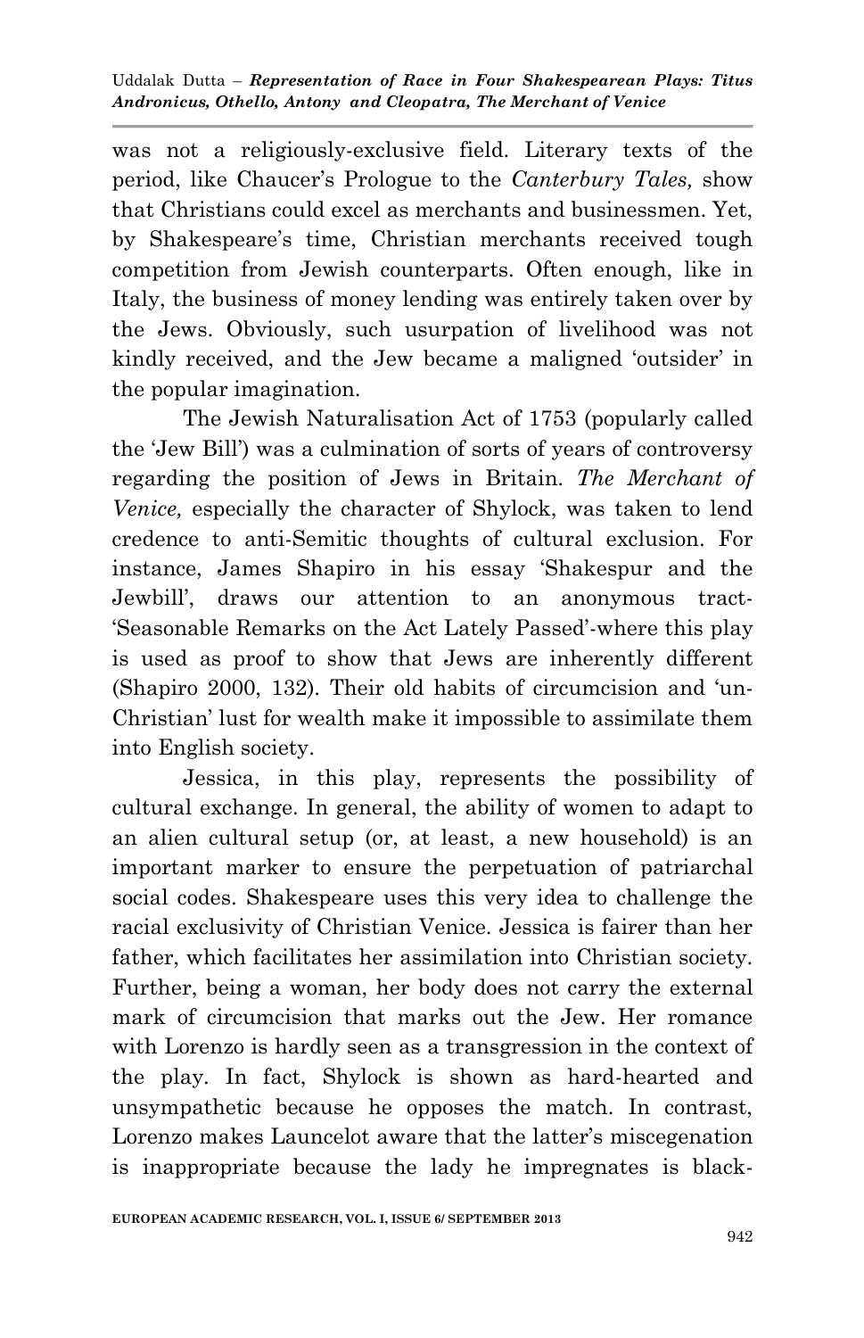was not a religiously-exclusive field. Literary texts of the period, like Chaucer's Prologue to the *Canterbury Tales,* show that Christians could excel as merchants and businessmen. Yet, by Shakespeare's time, Christian merchants received tough competition from Jewish counterparts. Often enough, like in Italy, the business of money lending was entirely taken over by the Jews. Obviously, such usurpation of livelihood was not kindly received, and the Jew became a maligned 'outsider' in the popular imagination.

The Jewish Naturalisation Act of 1753 (popularly called the 'Jew Bill') was a culmination of sorts of years of controversy regarding the position of Jews in Britain. *The Merchant of Venice,* especially the character of Shylock, was taken to lend credence to anti-Semitic thoughts of cultural exclusion. For instance, James Shapiro in his essay 'Shakespur and the Jewbill', draws our attention to an anonymous tract-'Seasonable Remarks on the Act Lately Passed'-where this play is used as proof to show that Jews are inherently different (Shapiro 2000, 132). Their old habits of circumcision and 'un-Christian' lust for wealth make it impossible to assimilate them into English society.

Jessica, in this play, represents the possibility of cultural exchange. In general, the ability of women to adapt to an alien cultural setup (or, at least, a new household) is an important marker to ensure the perpetuation of patriarchal social codes. Shakespeare uses this very idea to challenge the racial exclusivity of Christian Venice. Jessica is fairer than her father, which facilitates her assimilation into Christian society. Further, being a woman, her body does not carry the external mark of circumcision that marks out the Jew. Her romance with Lorenzo is hardly seen as a transgression in the context of the play. In fact, Shylock is shown as hard-hearted and unsympathetic because he opposes the match. In contrast, Lorenzo makes Launcelot aware that the latter's miscegenation is inappropriate because the lady he impregnates is black-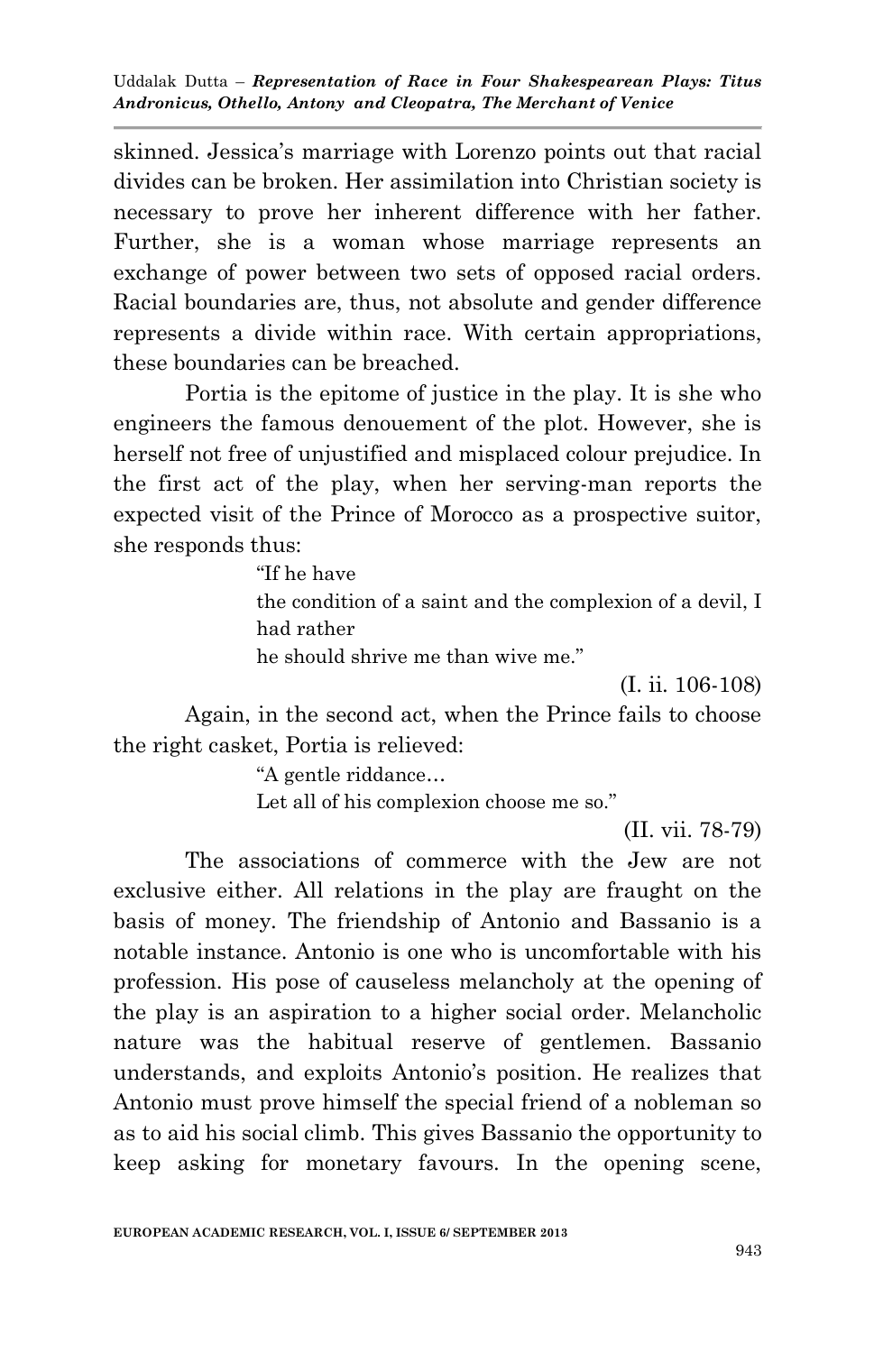skinned. Jessica's marriage with Lorenzo points out that racial divides can be broken. Her assimilation into Christian society is necessary to prove her inherent difference with her father. Further, she is a woman whose marriage represents an exchange of power between two sets of opposed racial orders. Racial boundaries are, thus, not absolute and gender difference represents a divide within race. With certain appropriations, these boundaries can be breached.

Portia is the epitome of justice in the play. It is she who engineers the famous denouement of the plot. However, she is herself not free of unjustified and misplaced colour prejudice. In the first act of the play, when her serving-man reports the expected visit of the Prince of Morocco as a prospective suitor, she responds thus:

> "If he have
> the condition of a saint and the complexion of a devil, I had rather
> he should shrive me than wive me."
>
> (I. ii. 106-108)

Again, in the second act, when the Prince fails to choose the right casket, Portia is relieved:

> "A gentle riddance…
> Let all of his complexion choose me so."
>
> (II. vii. 78-79)

The associations of commerce with the Jew are not exclusive either. All relations in the play are fraught on the basis of money. The friendship of Antonio and Bassanio is a notable instance. Antonio is one who is uncomfortable with his profession. His pose of causeless melancholy at the opening of the play is an aspiration to a higher social order. Melancholic nature was the habitual reserve of gentlemen. Bassanio understands, and exploits Antonio's position. He realizes that Antonio must prove himself the special friend of a nobleman so as to aid his social climb. This gives Bassanio the opportunity to keep asking for monetary favours. In the opening scene,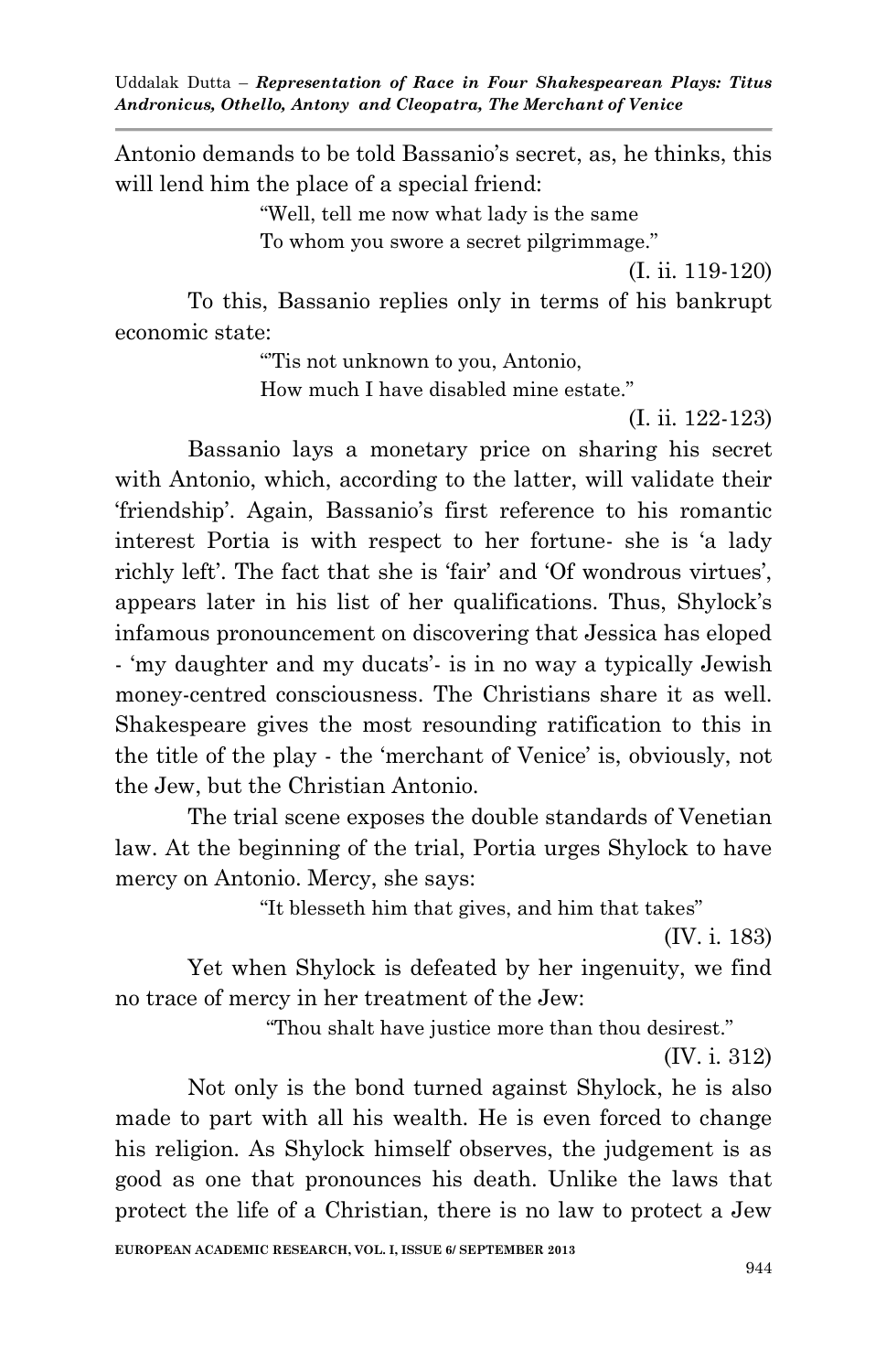Antonio demands to be told Bassanio's secret, as, he thinks, this will lend him the place of a special friend:

> "Well, tell me now what lady is the same
> To whom you swore a secret pilgrimmage."
>
> (I. ii. 119-120)

To this, Bassanio replies only in terms of his bankrupt economic state:

> "'Tis not unknown to you, Antonio,
> How much I have disabled mine estate."
>
> (I. ii. 122-123)

Bassanio lays a monetary price on sharing his secret with Antonio, which, according to the latter, will validate their 'friendship'. Again, Bassanio's first reference to his romantic interest Portia is with respect to her fortune- she is 'a lady richly left'. The fact that she is 'fair' and 'Of wondrous virtues', appears later in his list of her qualifications. Thus, Shylock's infamous pronouncement on discovering that Jessica has eloped - 'my daughter and my ducats'- is in no way a typically Jewish money-centred consciousness. The Christians share it as well. Shakespeare gives the most resounding ratification to this in the title of the play - the 'merchant of Venice' is, obviously, not the Jew, but the Christian Antonio.

The trial scene exposes the double standards of Venetian law. At the beginning of the trial, Portia urges Shylock to have mercy on Antonio. Mercy, she says:

> "It blesseth him that gives, and him that takes"
>
> (IV. i. 183)

Yet when Shylock is defeated by her ingenuity, we find no trace of mercy in her treatment of the Jew:

> "Thou shalt have justice more than thou desirest."
>
> (IV. i. 312)

Not only is the bond turned against Shylock, he is also made to part with all his wealth. He is even forced to change his religion. As Shylock himself observes, the judgement is as good as one that pronounces his death. Unlike the laws that protect the life of a Christian, there is no law to protect a Jew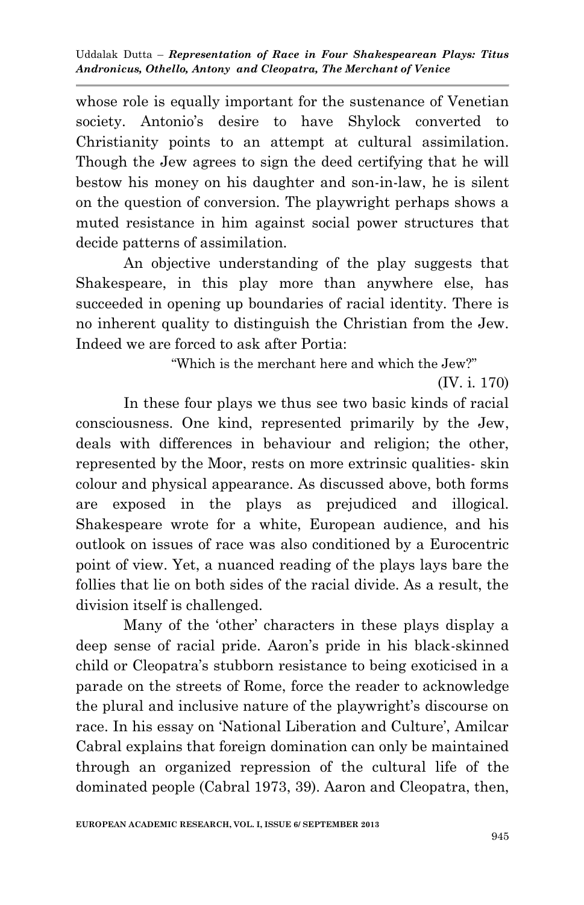whose role is equally important for the sustenance of Venetian society. Antonio's desire to have Shylock converted to Christianity points to an attempt at cultural assimilation. Though the Jew agrees to sign the deed certifying that he will bestow his money on his daughter and son-in-law, he is silent on the question of conversion. The playwright perhaps shows a muted resistance in him against social power structures that decide patterns of assimilation.

An objective understanding of the play suggests that Shakespeare, in this play more than anywhere else, has succeeded in opening up boundaries of racial identity. There is no inherent quality to distinguish the Christian from the Jew. Indeed we are forced to ask after Portia:

> "Which is the merchant here and which the Jew?"
>
> (IV. i. 170)

In these four plays we thus see two basic kinds of racial consciousness. One kind, represented primarily by the Jew, deals with differences in behaviour and religion; the other, represented by the Moor, rests on more extrinsic qualities- skin colour and physical appearance. As discussed above, both forms are exposed in the plays as prejudiced and illogical. Shakespeare wrote for a white, European audience, and his outlook on issues of race was also conditioned by a Eurocentric point of view. Yet, a nuanced reading of the plays lays bare the follies that lie on both sides of the racial divide. As a result, the division itself is challenged.

Many of the 'other' characters in these plays display a deep sense of racial pride. Aaron's pride in his black-skinned child or Cleopatra's stubborn resistance to being exoticised in a parade on the streets of Rome, force the reader to acknowledge the plural and inclusive nature of the playwright's discourse on race. In his essay on 'National Liberation and Culture', Amilcar Cabral explains that foreign domination can only be maintained through an organized repression of the cultural life of the dominated people (Cabral 1973, 39). Aaron and Cleopatra, then,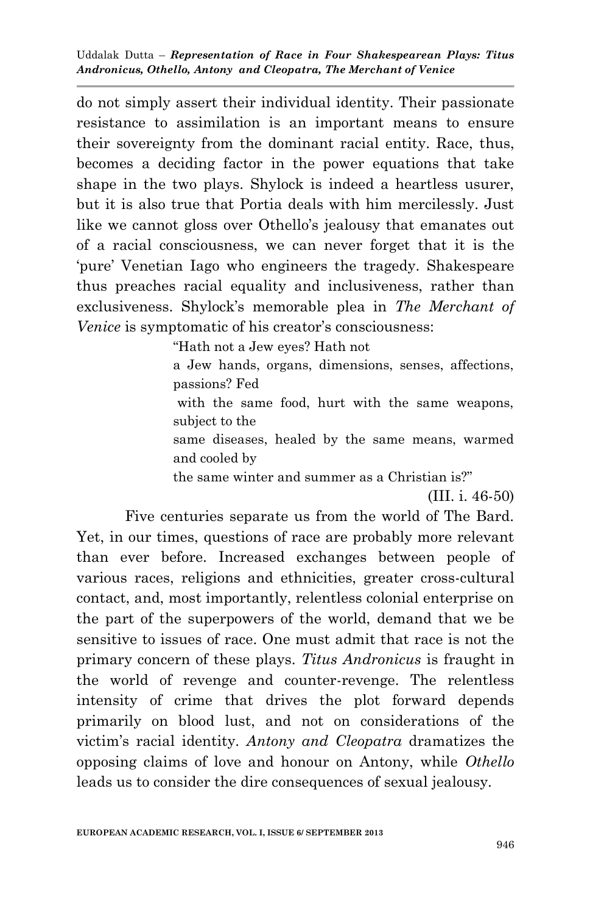do not simply assert their individual identity. Their passionate resistance to assimilation is an important means to ensure their sovereignty from the dominant racial entity. Race, thus, becomes a deciding factor in the power equations that take shape in the two plays. Shylock is indeed a heartless usurer, but it is also true that Portia deals with him mercilessly. Just like we cannot gloss over Othello's jealousy that emanates out of a racial consciousness, we can never forget that it is the 'pure' Venetian Iago who engineers the tragedy. Shakespeare thus preaches racial equality and inclusiveness, rather than exclusiveness. Shylock's memorable plea in *The Merchant of Venice* is symptomatic of his creator's consciousness:

> "Hath not a Jew eyes? Hath not
> a Jew hands, organs, dimensions, senses, affections, passions? Fed
> with the same food, hurt with the same weapons, subject to the
> same diseases, healed by the same means, warmed and cooled by
> the same winter and summer as a Christian is?"
>
> (III. i. 46-50)

Five centuries separate us from the world of The Bard. Yet, in our times, questions of race are probably more relevant than ever before. Increased exchanges between people of various races, religions and ethnicities, greater cross-cultural contact, and, most importantly, relentless colonial enterprise on the part of the superpowers of the world, demand that we be sensitive to issues of race. One must admit that race is not the primary concern of these plays. *Titus Andronicus* is fraught in the world of revenge and counter-revenge. The relentless intensity of crime that drives the plot forward depends primarily on blood lust, and not on considerations of the victim's racial identity. *Antony and Cleopatra* dramatizes the opposing claims of love and honour on Antony, while *Othello* leads us to consider the dire consequences of sexual jealousy.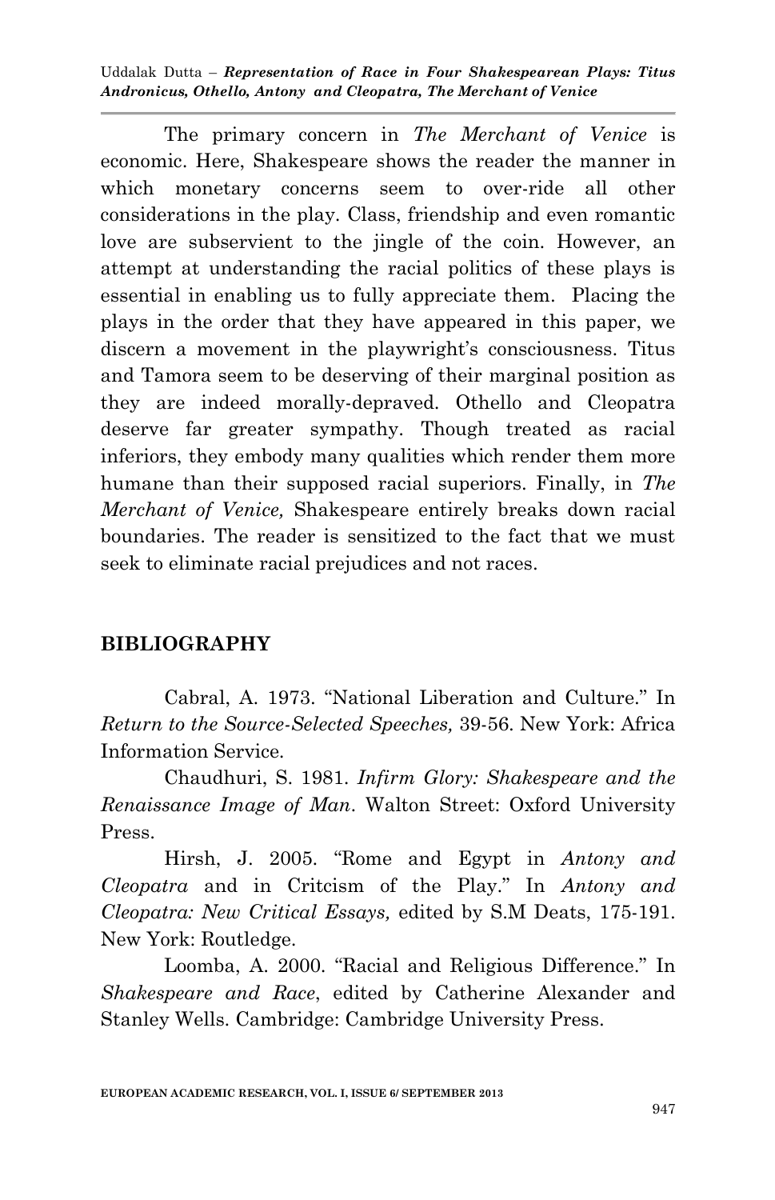The primary concern in *The Merchant of Venice* is economic. Here, Shakespeare shows the reader the manner in which monetary concerns seem to over-ride all other considerations in the play. Class, friendship and even romantic love are subservient to the jingle of the coin. However, an attempt at understanding the racial politics of these plays is essential in enabling us to fully appreciate them. Placing the plays in the order that they have appeared in this paper, we discern a movement in the playwright's consciousness. Titus and Tamora seem to be deserving of their marginal position as they are indeed morally-depraved. Othello and Cleopatra deserve far greater sympathy. Though treated as racial inferiors, they embody many qualities which render them more humane than their supposed racial superiors. Finally, in *The Merchant of Venice,* Shakespeare entirely breaks down racial boundaries. The reader is sensitized to the fact that we must seek to eliminate racial prejudices and not races.

## BIBLIOGRAPHY

Cabral, A. 1973. "National Liberation and Culture." In *Return to the Source-Selected Speeches,* 39-56. New York: Africa Information Service.

Chaudhuri, S. 1981. *Infirm Glory: Shakespeare and the Renaissance Image of Man*. Walton Street: Oxford University Press.

Hirsh, J. 2005. "Rome and Egypt in *Antony and Cleopatra* and in Critcism of the Play." In *Antony and Cleopatra: New Critical Essays,* edited by S.M Deats, 175-191. New York: Routledge.

Loomba, A. 2000. "Racial and Religious Difference." In *Shakespeare and Race*, edited by Catherine Alexander and Stanley Wells. Cambridge: Cambridge University Press.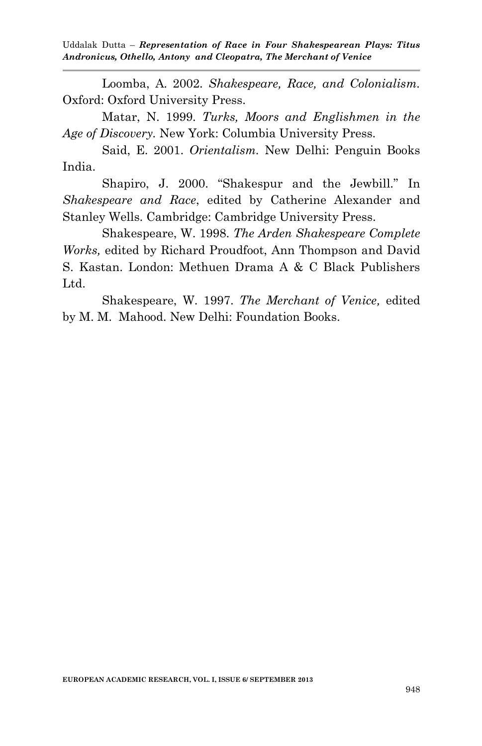Loomba, A. 2002. *Shakespeare, Race, and Colonialism*. Oxford: Oxford University Press.

Matar, N. 1999. *Turks, Moors and Englishmen in the Age of Discovery*. New York: Columbia University Press.

Said, E. 2001. *Orientalism*. New Delhi: Penguin Books India.

Shapiro, J. 2000. "Shakespur and the Jewbill." In *Shakespeare and Race*, edited by Catherine Alexander and Stanley Wells. Cambridge: Cambridge University Press.

Shakespeare, W. 1998. *The Arden Shakespeare Complete Works,* edited by Richard Proudfoot, Ann Thompson and David S. Kastan. London: Methuen Drama A & C Black Publishers Ltd.

Shakespeare, W. 1997. *The Merchant of Venice,* edited by M. M. Mahood. New Delhi: Foundation Books.